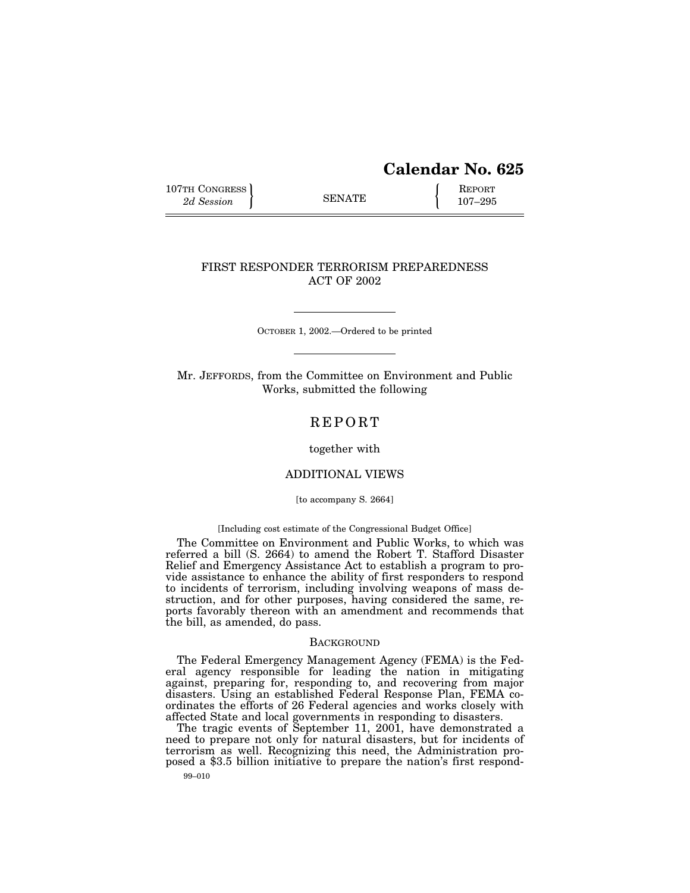**Calendar No. 625**

107TH CONGRESS
*2d Session*

SENATE

REPORT
107–295

# FIRST RESPONDER TERRORISM PREPAREDNESS ACT OF 2002

OCTOBER 1, 2002.—Ordered to be printed

Mr. JEFFORDS, from the Committee on Environment and Public Works, submitted the following

## REPORT

together with

## ADDITIONAL VIEWS

[to accompany S. 2664]

[Including cost estimate of the Congressional Budget Office]

The Committee on Environment and Public Works, to which was referred a bill (S. 2664) to amend the Robert T. Stafford Disaster Relief and Emergency Assistance Act to establish a program to provide assistance to enhance the ability of first responders to respond to incidents of terrorism, including involving weapons of mass destruction, and for other purposes, having considered the same, reports favorably thereon with an amendment and recommends that the bill, as amended, do pass.

### BACKGROUND

The Federal Emergency Management Agency (FEMA) is the Federal agency responsible for leading the nation in mitigating against, preparing for, responding to, and recovering from major disasters. Using an established Federal Response Plan, FEMA coordinates the efforts of 26 Federal agencies and works closely with affected State and local governments in responding to disasters.

The tragic events of September 11, 2001, have demonstrated a need to prepare not only for natural disasters, but for incidents of terrorism as well. Recognizing this need, the Administration proposed a $3.5 billion initiative to prepare the nation's first respond-

99–010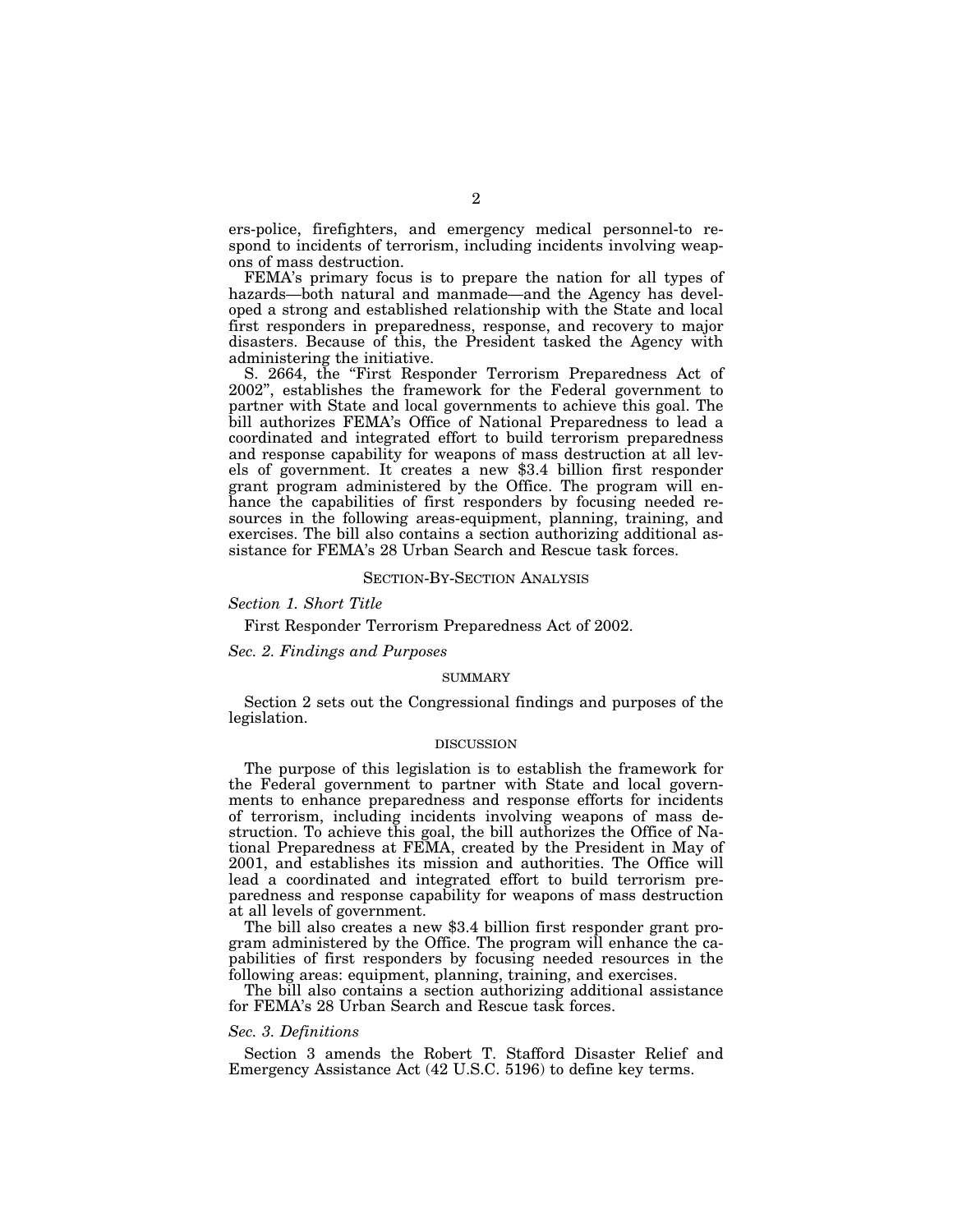ers-police, firefighters, and emergency medical personnel-to respond to incidents of terrorism, including incidents involving weapons of mass destruction.

FEMA's primary focus is to prepare the nation for all types of hazards—both natural and manmade—and the Agency has developed a strong and established relationship with the State and local first responders in preparedness, response, and recovery to major disasters. Because of this, the President tasked the Agency with administering the initiative.

S. 2664, the "First Responder Terrorism Preparedness Act of 2002", establishes the framework for the Federal government to partner with State and local governments to achieve this goal. The bill authorizes FEMA's Office of National Preparedness to lead a coordinated and integrated effort to build terrorism preparedness and response capability for weapons of mass destruction at all levels of government. It creates a new $3.4 billion first responder grant program administered by the Office. The program will enhance the capabilities of first responders by focusing needed resources in the following areas-equipment, planning, training, and exercises. The bill also contains a section authorizing additional assistance for FEMA's 28 Urban Search and Rescue task forces.

## SECTION-BY-SECTION ANALYSIS

### *Section 1. Short Title*

First Responder Terrorism Preparedness Act of 2002.

### *Sec. 2. Findings and Purposes*

#### SUMMARY

Section 2 sets out the Congressional findings and purposes of the legislation.

#### DISCUSSION

The purpose of this legislation is to establish the framework for the Federal government to partner with State and local governments to enhance preparedness and response efforts for incidents of terrorism, including incidents involving weapons of mass destruction. To achieve this goal, the bill authorizes the Office of National Preparedness at FEMA, created by the President in May of 2001, and establishes its mission and authorities. The Office will lead a coordinated and integrated effort to build terrorism preparedness and response capability for weapons of mass destruction at all levels of government.

The bill also creates a new $3.4 billion first responder grant program administered by the Office. The program will enhance the capabilities of first responders by focusing needed resources in the following areas: equipment, planning, training, and exercises.

The bill also contains a section authorizing additional assistance for FEMA's 28 Urban Search and Rescue task forces.

### *Sec. 3. Definitions*

Section 3 amends the Robert T. Stafford Disaster Relief and Emergency Assistance Act (42 U.S.C. 5196) to define key terms.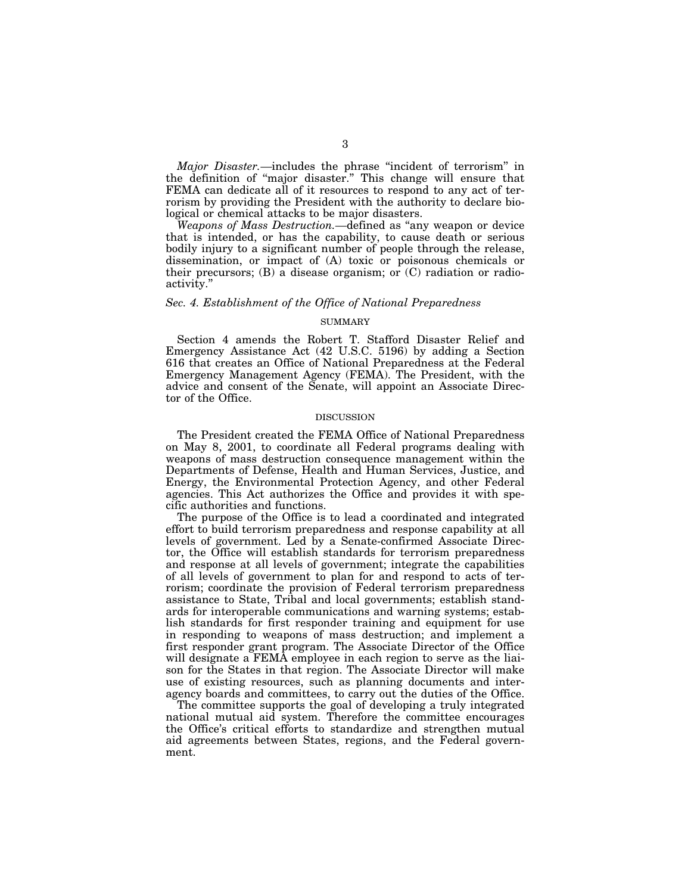*Major Disaster.*—includes the phrase "incident of terrorism" in the definition of "major disaster." This change will ensure that FEMA can dedicate all of it resources to respond to any act of terrorism by providing the President with the authority to declare biological or chemical attacks to be major disasters.

*Weapons of Mass Destruction.*—defined as "any weapon or device that is intended, or has the capability, to cause death or serious bodily injury to a significant number of people through the release, dissemination, or impact of (A) toxic or poisonous chemicals or their precursors; (B) a disease organism; or (C) radiation or radioactivity."

### *Sec. 4. Establishment of the Office of National Preparedness*

#### SUMMARY

Section 4 amends the Robert T. Stafford Disaster Relief and Emergency Assistance Act (42 U.S.C. 5196) by adding a Section 616 that creates an Office of National Preparedness at the Federal Emergency Management Agency (FEMA). The President, with the advice and consent of the Senate, will appoint an Associate Director of the Office.

#### DISCUSSION

The President created the FEMA Office of National Preparedness on May 8, 2001, to coordinate all Federal programs dealing with weapons of mass destruction consequence management within the Departments of Defense, Health and Human Services, Justice, and Energy, the Environmental Protection Agency, and other Federal agencies. This Act authorizes the Office and provides it with specific authorities and functions.

The purpose of the Office is to lead a coordinated and integrated effort to build terrorism preparedness and response capability at all levels of government. Led by a Senate-confirmed Associate Director, the Office will establish standards for terrorism preparedness and response at all levels of government; integrate the capabilities of all levels of government to plan for and respond to acts of terrorism; coordinate the provision of Federal terrorism preparedness assistance to State, Tribal and local governments; establish standards for interoperable communications and warning systems; establish standards for first responder training and equipment for use in responding to weapons of mass destruction; and implement a first responder grant program. The Associate Director of the Office will designate a FEMA employee in each region to serve as the liaison for the States in that region. The Associate Director will make use of existing resources, such as planning documents and interagency boards and committees, to carry out the duties of the Office.

The committee supports the goal of developing a truly integrated national mutual aid system. Therefore the committee encourages the Office's critical efforts to standardize and strengthen mutual aid agreements between States, regions, and the Federal government.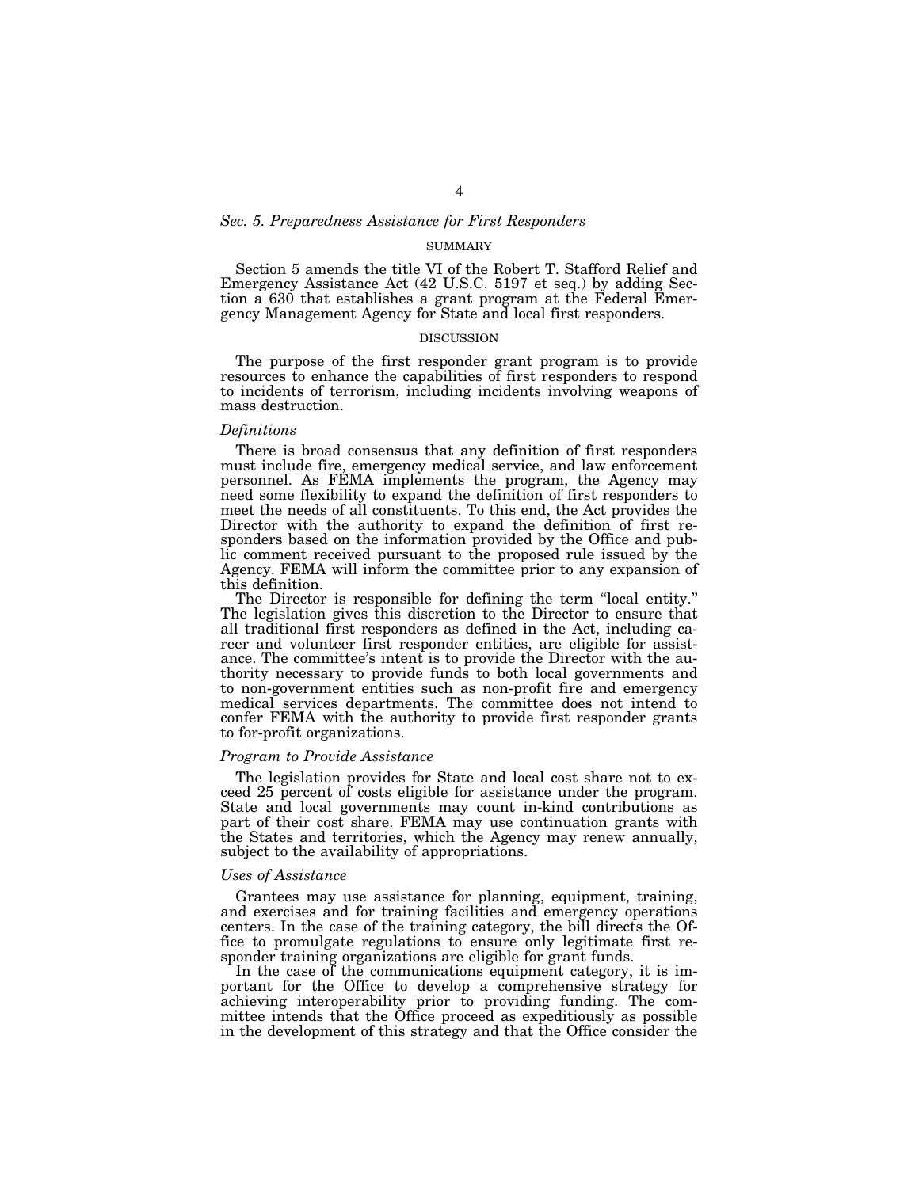### *Sec. 5. Preparedness Assistance for First Responders*

SUMMARY

Section 5 amends the title VI of the Robert T. Stafford Relief and Emergency Assistance Act (42 U.S.C. 5197 et seq.) by adding Section a 630 that establishes a grant program at the Federal Emergency Management Agency for State and local first responders.

DISCUSSION

The purpose of the first responder grant program is to provide resources to enhance the capabilities of first responders to respond to incidents of terrorism, including incidents involving weapons of mass destruction.

*Definitions*

There is broad consensus that any definition of first responders must include fire, emergency medical service, and law enforcement personnel. As FEMA implements the program, the Agency may need some flexibility to expand the definition of first responders to meet the needs of all constituents. To this end, the Act provides the Director with the authority to expand the definition of first responders based on the information provided by the Office and public comment received pursuant to the proposed rule issued by the Agency. FEMA will inform the committee prior to any expansion of this definition.

The Director is responsible for defining the term "local entity." The legislation gives this discretion to the Director to ensure that all traditional first responders as defined in the Act, including career and volunteer first responder entities, are eligible for assistance. The committee's intent is to provide the Director with the authority necessary to provide funds to both local governments and to non-government entities such as non-profit fire and emergency medical services departments. The committee does not intend to confer FEMA with the authority to provide first responder grants to for-profit organizations.

*Program to Provide Assistance*

The legislation provides for State and local cost share not to exceed 25 percent of costs eligible for assistance under the program. State and local governments may count in-kind contributions as part of their cost share. FEMA may use continuation grants with the States and territories, which the Agency may renew annually, subject to the availability of appropriations.

*Uses of Assistance*

Grantees may use assistance for planning, equipment, training, and exercises and for training facilities and emergency operations centers. In the case of the training category, the bill directs the Office to promulgate regulations to ensure only legitimate first responder training organizations are eligible for grant funds.

In the case of the communications equipment category, it is important for the Office to develop a comprehensive strategy for achieving interoperability prior to providing funding. The committee intends that the Office proceed as expeditiously as possible in the development of this strategy and that the Office consider the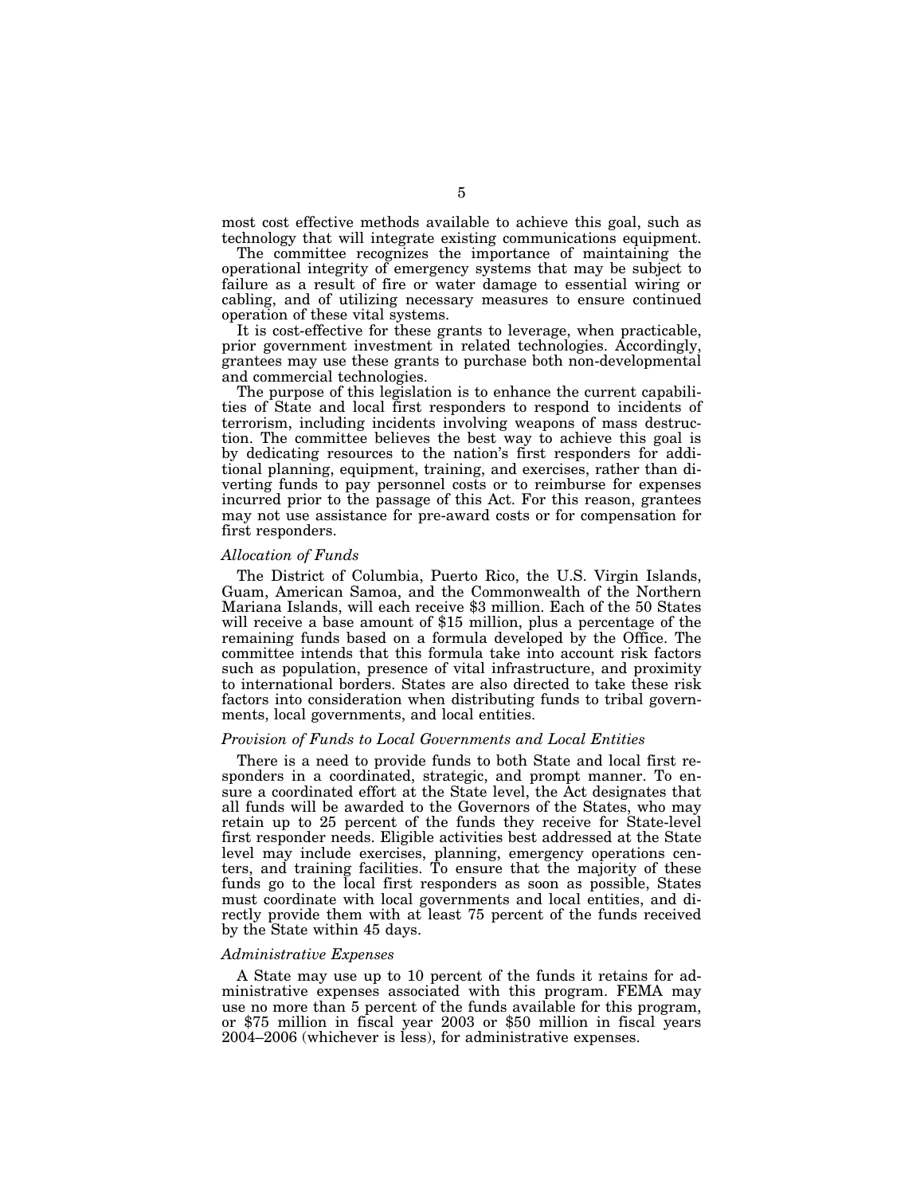most cost effective methods available to achieve this goal, such as technology that will integrate existing communications equipment.

The committee recognizes the importance of maintaining the operational integrity of emergency systems that may be subject to failure as a result of fire or water damage to essential wiring or cabling, and of utilizing necessary measures to ensure continued operation of these vital systems.

It is cost-effective for these grants to leverage, when practicable, prior government investment in related technologies. Accordingly, grantees may use these grants to purchase both non-developmental and commercial technologies.

The purpose of this legislation is to enhance the current capabilities of State and local first responders to respond to incidents of terrorism, including incidents involving weapons of mass destruction. The committee believes the best way to achieve this goal is by dedicating resources to the nation's first responders for additional planning, equipment, training, and exercises, rather than diverting funds to pay personnel costs or to reimburse for expenses incurred prior to the passage of this Act. For this reason, grantees may not use assistance for pre-award costs or for compensation for first responders.

*Allocation of Funds*

The District of Columbia, Puerto Rico, the U.S. Virgin Islands, Guam, American Samoa, and the Commonwealth of the Northern Mariana Islands, will each receive $3 million. Each of the 50 States will receive a base amount of $15 million, plus a percentage of the remaining funds based on a formula developed by the Office. The committee intends that this formula take into account risk factors such as population, presence of vital infrastructure, and proximity to international borders. States are also directed to take these risk factors into consideration when distributing funds to tribal governments, local governments, and local entities.

*Provision of Funds to Local Governments and Local Entities*

There is a need to provide funds to both State and local first responders in a coordinated, strategic, and prompt manner. To ensure a coordinated effort at the State level, the Act designates that all funds will be awarded to the Governors of the States, who may retain up to 25 percent of the funds they receive for State-level first responder needs. Eligible activities best addressed at the State level may include exercises, planning, emergency operations centers, and training facilities. To ensure that the majority of these funds go to the local first responders as soon as possible, States must coordinate with local governments and local entities, and directly provide them with at least 75 percent of the funds received by the State within 45 days.

*Administrative Expenses*

A State may use up to 10 percent of the funds it retains for administrative expenses associated with this program. FEMA may use no more than 5 percent of the funds available for this program, or $75 million in fiscal year 2003 or $50 million in fiscal years 2004–2006 (whichever is less), for administrative expenses.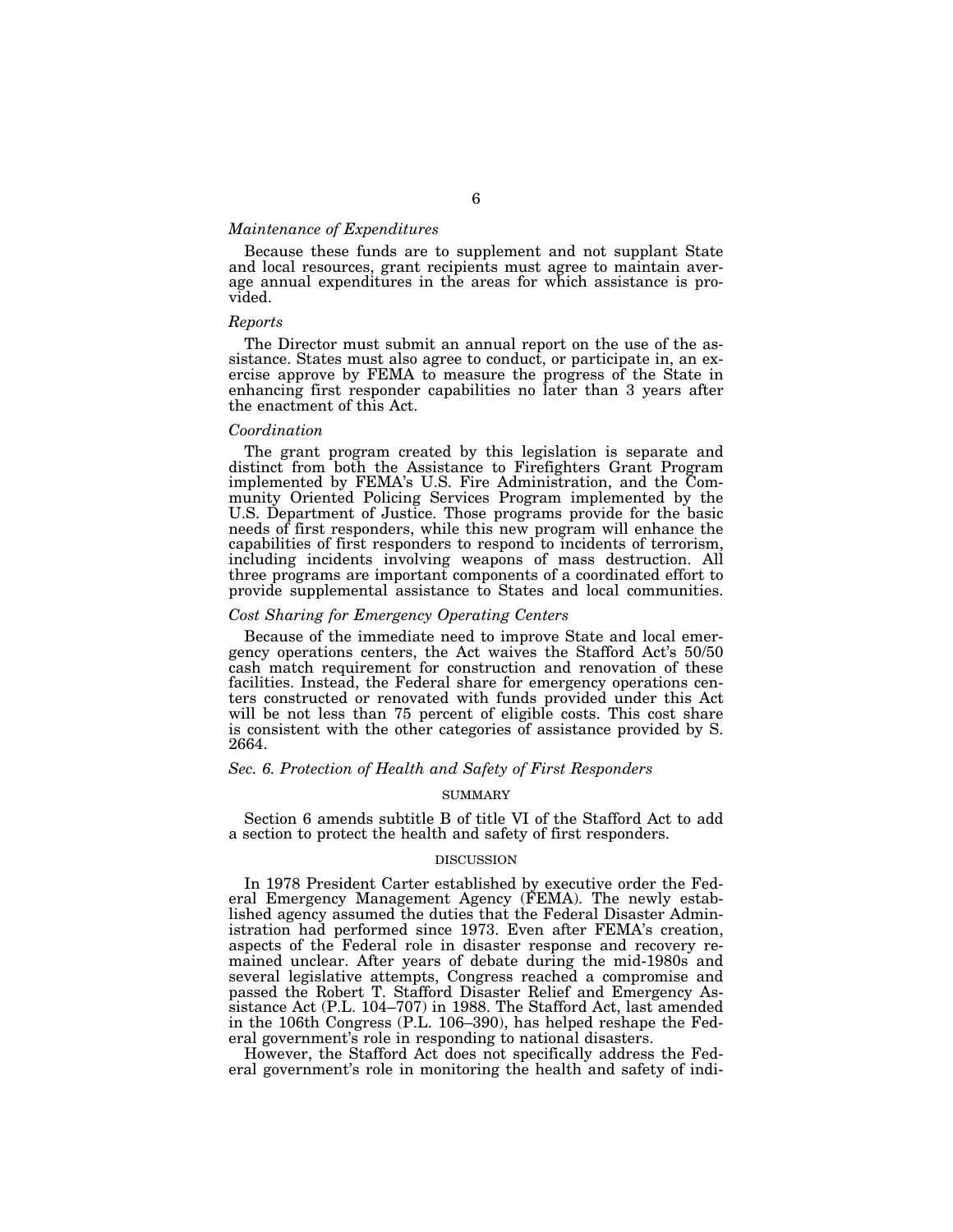*Maintenance of Expenditures*

Because these funds are to supplement and not supplant State and local resources, grant recipients must agree to maintain average annual expenditures in the areas for which assistance is provided.

*Reports*

The Director must submit an annual report on the use of the assistance. States must also agree to conduct, or participate in, an exercise approve by FEMA to measure the progress of the State in enhancing first responder capabilities no later than 3 years after the enactment of this Act.

*Coordination*

The grant program created by this legislation is separate and distinct from both the Assistance to Firefighters Grant Program implemented by FEMA's U.S. Fire Administration, and the Community Oriented Policing Services Program implemented by the U.S. Department of Justice. Those programs provide for the basic needs of first responders, while this new program will enhance the capabilities of first responders to respond to incidents of terrorism, including incidents involving weapons of mass destruction. All three programs are important components of a coordinated effort to provide supplemental assistance to States and local communities.

*Cost Sharing for Emergency Operating Centers*

Because of the immediate need to improve State and local emergency operations centers, the Act waives the Stafford Act's 50/50 cash match requirement for construction and renovation of these facilities. Instead, the Federal share for emergency operations centers constructed or renovated with funds provided under this Act will be not less than 75 percent of eligible costs. This cost share is consistent with the other categories of assistance provided by S. 2664.

*Sec. 6. Protection of Health and Safety of First Responders*

SUMMARY

Section 6 amends subtitle B of title VI of the Stafford Act to add a section to protect the health and safety of first responders.

DISCUSSION

In 1978 President Carter established by executive order the Federal Emergency Management Agency (FEMA). The newly established agency assumed the duties that the Federal Disaster Administration had performed since 1973. Even after FEMA's creation, aspects of the Federal role in disaster response and recovery remained unclear. After years of debate during the mid-1980s and several legislative attempts, Congress reached a compromise and passed the Robert T. Stafford Disaster Relief and Emergency Assistance Act (P.L. 104–707) in 1988. The Stafford Act, last amended in the 106th Congress (P.L. 106–390), has helped reshape the Federal government's role in responding to national disasters.

However, the Stafford Act does not specifically address the Federal government's role in monitoring the health and safety of indi-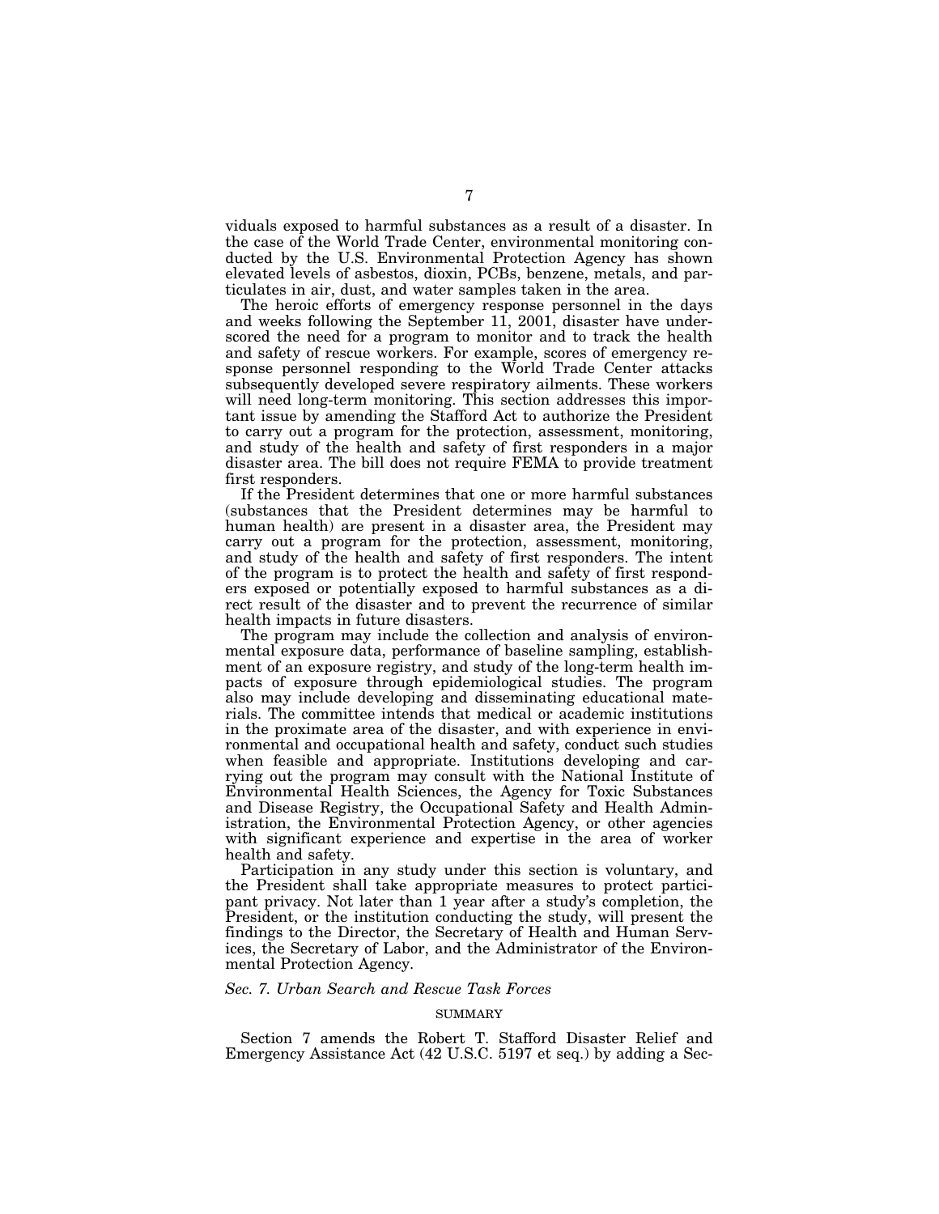viduals exposed to harmful substances as a result of a disaster. In the case of the World Trade Center, environmental monitoring conducted by the U.S. Environmental Protection Agency has shown elevated levels of asbestos, dioxin, PCBs, benzene, metals, and particulates in air, dust, and water samples taken in the area.

The heroic efforts of emergency response personnel in the days and weeks following the September 11, 2001, disaster have underscored the need for a program to monitor and to track the health and safety of rescue workers. For example, scores of emergency response personnel responding to the World Trade Center attacks subsequently developed severe respiratory ailments. These workers will need long-term monitoring. This section addresses this important issue by amending the Stafford Act to authorize the President to carry out a program for the protection, assessment, monitoring, and study of the health and safety of first responders in a major disaster area. The bill does not require FEMA to provide treatment first responders.

If the President determines that one or more harmful substances (substances that the President determines may be harmful to human health) are present in a disaster area, the President may carry out a program for the protection, assessment, monitoring, and study of the health and safety of first responders. The intent of the program is to protect the health and safety of first responders exposed or potentially exposed to harmful substances as a direct result of the disaster and to prevent the recurrence of similar health impacts in future disasters.

The program may include the collection and analysis of environmental exposure data, performance of baseline sampling, establishment of an exposure registry, and study of the long-term health impacts of exposure through epidemiological studies. The program also may include developing and disseminating educational materials. The committee intends that medical or academic institutions in the proximate area of the disaster, and with experience in environmental and occupational health and safety, conduct such studies when feasible and appropriate. Institutions developing and carrying out the program may consult with the National Institute of Environmental Health Sciences, the Agency for Toxic Substances and Disease Registry, the Occupational Safety and Health Administration, the Environmental Protection Agency, or other agencies with significant experience and expertise in the area of worker health and safety.

Participation in any study under this section is voluntary, and the President shall take appropriate measures to protect participant privacy. Not later than 1 year after a study's completion, the President, or the institution conducting the study, will present the findings to the Director, the Secretary of Health and Human Services, the Secretary of Labor, and the Administrator of the Environmental Protection Agency.

### *Sec. 7. Urban Search and Rescue Task Forces*

#### SUMMARY

Section 7 amends the Robert T. Stafford Disaster Relief and Emergency Assistance Act (42 U.S.C. 5197 et seq.) by adding a Sec-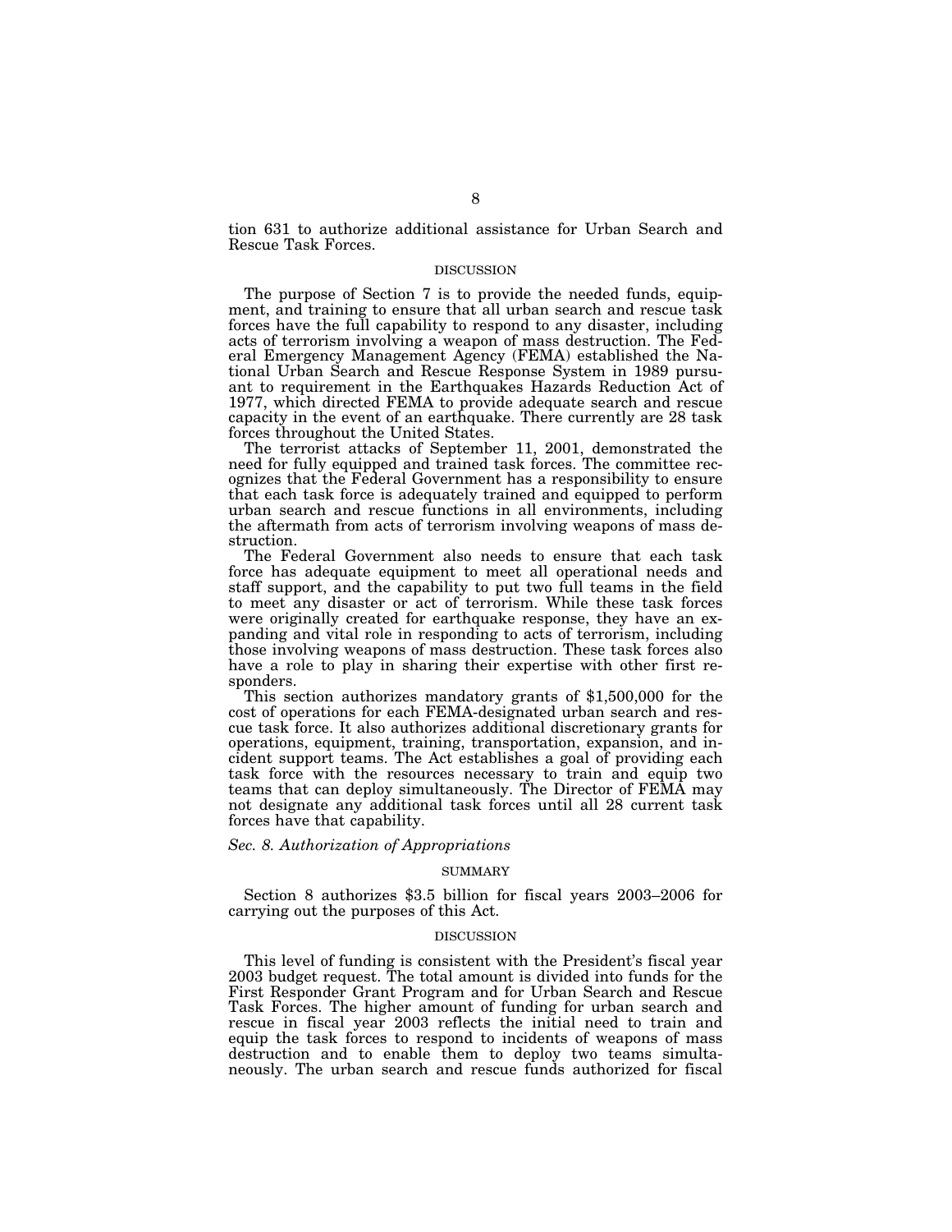tion 631 to authorize additional assistance for Urban Search and Rescue Task Forces.

DISCUSSION

The purpose of Section 7 is to provide the needed funds, equipment, and training to ensure that all urban search and rescue task forces have the full capability to respond to any disaster, including acts of terrorism involving a weapon of mass destruction. The Federal Emergency Management Agency (FEMA) established the National Urban Search and Rescue Response System in 1989 pursuant to requirement in the Earthquakes Hazards Reduction Act of 1977, which directed FEMA to provide adequate search and rescue capacity in the event of an earthquake. There currently are 28 task forces throughout the United States.

The terrorist attacks of September 11, 2001, demonstrated the need for fully equipped and trained task forces. The committee recognizes that the Federal Government has a responsibility to ensure that each task force is adequately trained and equipped to perform urban search and rescue functions in all environments, including the aftermath from acts of terrorism involving weapons of mass destruction.

The Federal Government also needs to ensure that each task force has adequate equipment to meet all operational needs and staff support, and the capability to put two full teams in the field to meet any disaster or act of terrorism. While these task forces were originally created for earthquake response, they have an expanding and vital role in responding to acts of terrorism, including those involving weapons of mass destruction. These task forces also have a role to play in sharing their expertise with other first responders.

This section authorizes mandatory grants of $1,500,000 for the cost of operations for each FEMA-designated urban search and rescue task force. It also authorizes additional discretionary grants for operations, equipment, training, transportation, expansion, and incident support teams. The Act establishes a goal of providing each task force with the resources necessary to train and equip two teams that can deploy simultaneously. The Director of FEMA may not designate any additional task forces until all 28 current task forces have that capability.

*Sec. 8. Authorization of Appropriations*

SUMMARY

Section 8 authorizes $3.5 billion for fiscal years 2003–2006 for carrying out the purposes of this Act.

DISCUSSION

This level of funding is consistent with the President's fiscal year 2003 budget request. The total amount is divided into funds for the First Responder Grant Program and for Urban Search and Rescue Task Forces. The higher amount of funding for urban search and rescue in fiscal year 2003 reflects the initial need to train and equip the task forces to respond to incidents of weapons of mass destruction and to enable them to deploy two teams simultaneously. The urban search and rescue funds authorized for fiscal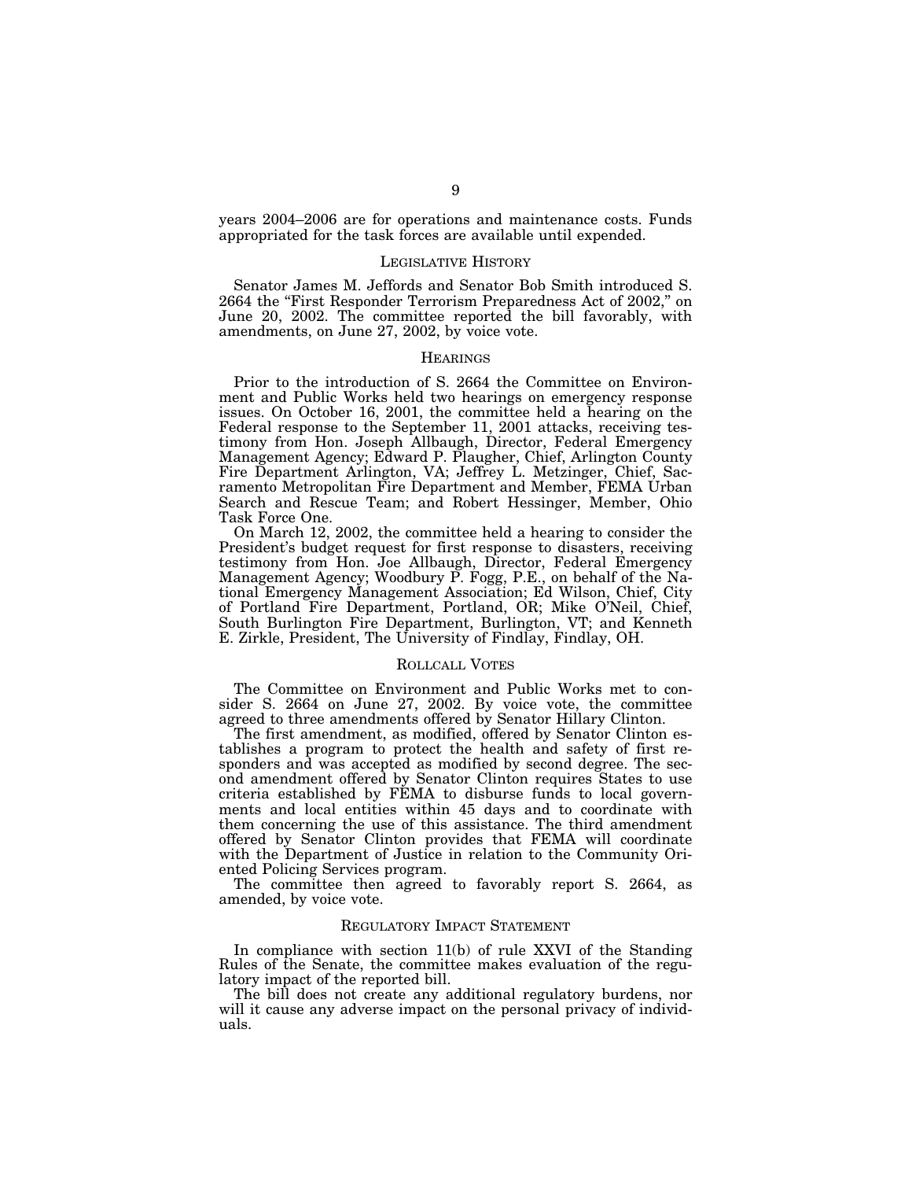years 2004–2006 are for operations and maintenance costs. Funds appropriated for the task forces are available until expended.

## LEGISLATIVE HISTORY

Senator James M. Jeffords and Senator Bob Smith introduced S. 2664 the "First Responder Terrorism Preparedness Act of 2002," on June 20, 2002. The committee reported the bill favorably, with amendments, on June 27, 2002, by voice vote.

## HEARINGS

Prior to the introduction of S. 2664 the Committee on Environment and Public Works held two hearings on emergency response issues. On October 16, 2001, the committee held a hearing on the Federal response to the September 11, 2001 attacks, receiving testimony from Hon. Joseph Allbaugh, Director, Federal Emergency Management Agency; Edward P. Plaugher, Chief, Arlington County Fire Department Arlington, VA; Jeffrey L. Metzinger, Chief, Sacramento Metropolitan Fire Department and Member, FEMA Urban Search and Rescue Team; and Robert Hessinger, Member, Ohio Task Force One.

On March 12, 2002, the committee held a hearing to consider the President's budget request for first response to disasters, receiving testimony from Hon. Joe Allbaugh, Director, Federal Emergency Management Agency; Woodbury P. Fogg, P.E., on behalf of the National Emergency Management Association; Ed Wilson, Chief, City of Portland Fire Department, Portland, OR; Mike O'Neil, Chief, South Burlington Fire Department, Burlington, VT; and Kenneth E. Zirkle, President, The University of Findlay, Findlay, OH.

## ROLLCALL VOTES

The Committee on Environment and Public Works met to consider S. 2664 on June 27, 2002. By voice vote, the committee agreed to three amendments offered by Senator Hillary Clinton.

The first amendment, as modified, offered by Senator Clinton establishes a program to protect the health and safety of first responders and was accepted as modified by second degree. The second amendment offered by Senator Clinton requires States to use criteria established by FEMA to disburse funds to local governments and local entities within 45 days and to coordinate with them concerning the use of this assistance. The third amendment offered by Senator Clinton provides that FEMA will coordinate with the Department of Justice in relation to the Community Oriented Policing Services program.

The committee then agreed to favorably report S. 2664, as amended, by voice vote.

## REGULATORY IMPACT STATEMENT

In compliance with section 11(b) of rule XXVI of the Standing Rules of the Senate, the committee makes evaluation of the regulatory impact of the reported bill.

The bill does not create any additional regulatory burdens, nor will it cause any adverse impact on the personal privacy of individuals.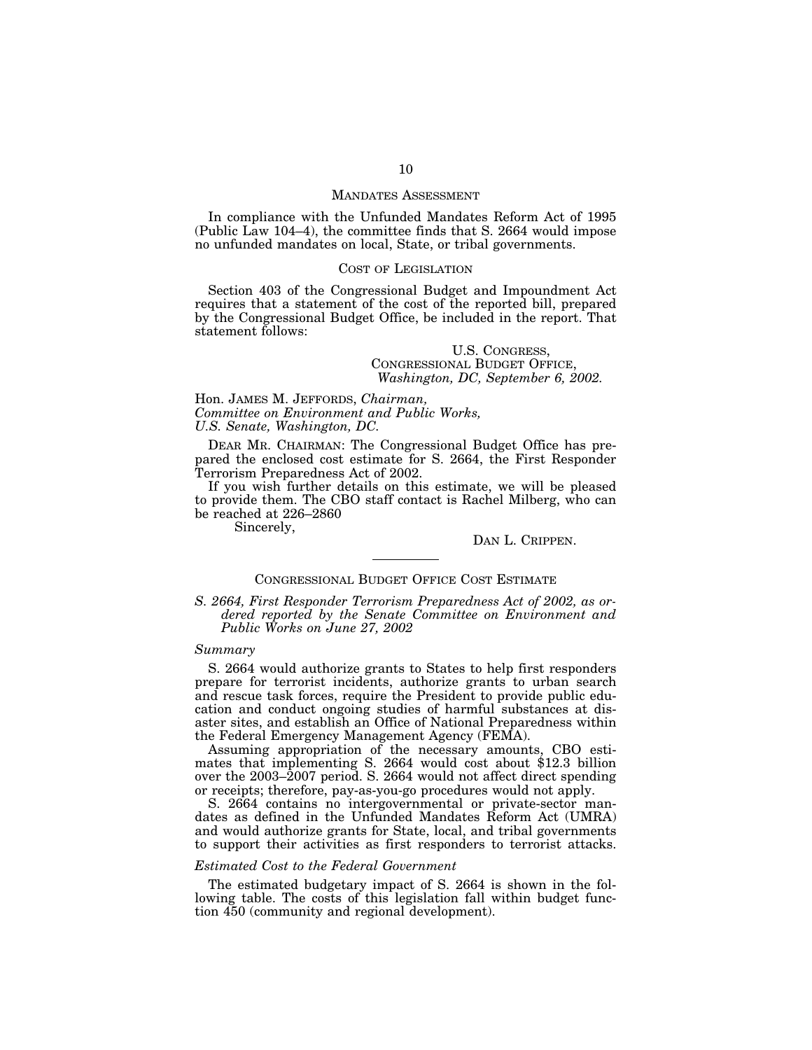## MANDATES ASSESSMENT

In compliance with the Unfunded Mandates Reform Act of 1995 (Public Law 104–4), the committee finds that S. 2664 would impose no unfunded mandates on local, State, or tribal governments.

## COST OF LEGISLATION

Section 403 of the Congressional Budget and Impoundment Act requires that a statement of the cost of the reported bill, prepared by the Congressional Budget Office, be included in the report. That statement follows:

U.S. CONGRESS,
CONGRESSIONAL BUDGET OFFICE,
*Washington, DC, September 6, 2002.*

Hon. JAMES M. JEFFORDS, *Chairman,*
*Committee on Environment and Public Works,*
*U.S. Senate, Washington, DC.*

DEAR MR. CHAIRMAN: The Congressional Budget Office has prepared the enclosed cost estimate for S. 2664, the First Responder Terrorism Preparedness Act of 2002.

If you wish further details on this estimate, we will be pleased to provide them. The CBO staff contact is Rachel Milberg, who can be reached at 226–2860

Sincerely,

DAN L. CRIPPEN.

---

## CONGRESSIONAL BUDGET OFFICE COST ESTIMATE

*S. 2664, First Responder Terrorism Preparedness Act of 2002, as ordered reported by the Senate Committee on Environment and Public Works on June 27, 2002*

### *Summary*

S. 2664 would authorize grants to States to help first responders prepare for terrorist incidents, authorize grants to urban search and rescue task forces, require the President to provide public education and conduct ongoing studies of harmful substances at disaster sites, and establish an Office of National Preparedness within the Federal Emergency Management Agency (FEMA).

Assuming appropriation of the necessary amounts, CBO estimates that implementing S. 2664 would cost about $12.3 billion over the 2003–2007 period. S. 2664 would not affect direct spending or receipts; therefore, pay-as-you-go procedures would not apply.

S. 2664 contains no intergovernmental or private-sector mandates as defined in the Unfunded Mandates Reform Act (UMRA) and would authorize grants for State, local, and tribal governments to support their activities as first responders to terrorist attacks.

### *Estimated Cost to the Federal Government*

The estimated budgetary impact of S. 2664 is shown in the following table. The costs of this legislation fall within budget function 450 (community and regional development).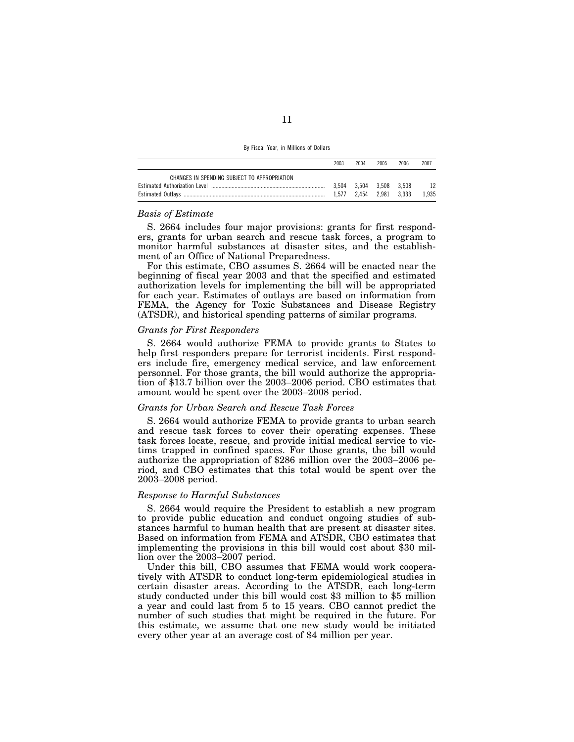By Fiscal Year, in Millions of Dollars

| | 2003 | 2004 | 2005 | 2006 | 2007 |
|---|---|---|---|---|---|
| CHANGES IN SPENDING SUBJECT TO APPROPRIATION | | | | | |
| Estimated Authorization Level | 3,504 | 3,504 | 3,508 | 3,508 | 12 |
| Estimated Outlays | 1,577 | 2,454 | 2,981 | 3,333 | 1,935 |

*Basis of Estimate*

S. 2664 includes four major provisions: grants for first responders, grants for urban search and rescue task forces, a program to monitor harmful substances at disaster sites, and the establishment of an Office of National Preparedness.

For this estimate, CBO assumes S. 2664 will be enacted near the beginning of fiscal year 2003 and that the specified and estimated authorization levels for implementing the bill will be appropriated for each year. Estimates of outlays are based on information from FEMA, the Agency for Toxic Substances and Disease Registry (ATSDR), and historical spending patterns of similar programs.

*Grants for First Responders*

S. 2664 would authorize FEMA to provide grants to States to help first responders prepare for terrorist incidents. First responders include fire, emergency medical service, and law enforcement personnel. For those grants, the bill would authorize the appropriation of $13.7 billion over the 2003–2006 period. CBO estimates that amount would be spent over the 2003–2008 period.

*Grants for Urban Search and Rescue Task Forces*

S. 2664 would authorize FEMA to provide grants to urban search and rescue task forces to cover their operating expenses. These task forces locate, rescue, and provide initial medical service to victims trapped in confined spaces. For those grants, the bill would authorize the appropriation of $286 million over the 2003–2006 period, and CBO estimates that this total would be spent over the 2003–2008 period.

*Response to Harmful Substances*

S. 2664 would require the President to establish a new program to provide public education and conduct ongoing studies of substances harmful to human health that are present at disaster sites. Based on information from FEMA and ATSDR, CBO estimates that implementing the provisions in this bill would cost about $30 million over the 2003–2007 period.

Under this bill, CBO assumes that FEMA would work cooperatively with ATSDR to conduct long-term epidemiological studies in certain disaster areas. According to the ATSDR, each long-term study conducted under this bill would cost $3 million to $5 million a year and could last from 5 to 15 years. CBO cannot predict the number of such studies that might be required in the future. For this estimate, we assume that one new study would be initiated every other year at an average cost of $4 million per year.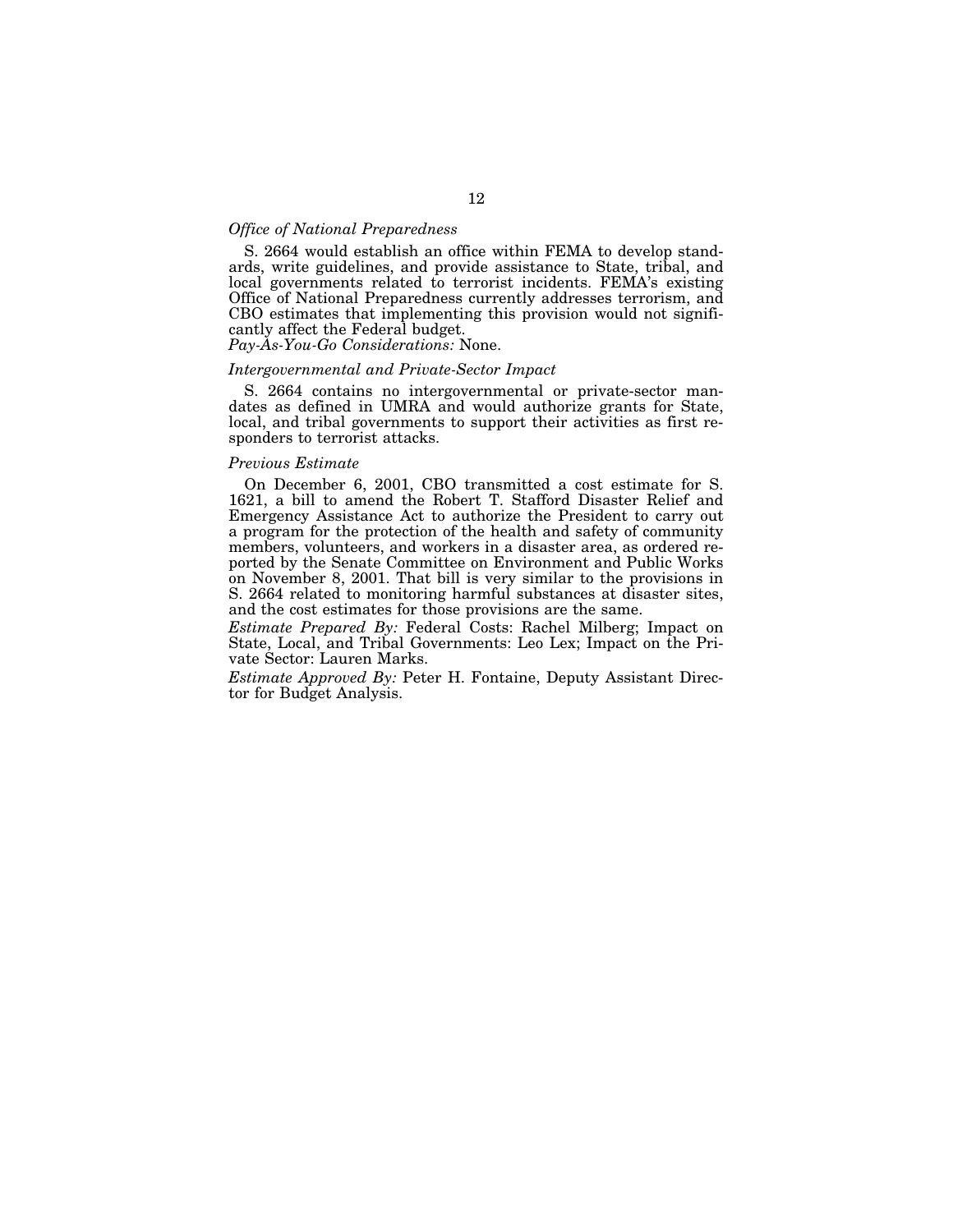*Office of National Preparedness*

S. 2664 would establish an office within FEMA to develop standards, write guidelines, and provide assistance to State, tribal, and local governments related to terrorist incidents. FEMA's existing Office of National Preparedness currently addresses terrorism, and CBO estimates that implementing this provision would not significantly affect the Federal budget.

*Pay-As-You-Go Considerations:* None.

*Intergovernmental and Private-Sector Impact*

S. 2664 contains no intergovernmental or private-sector mandates as defined in UMRA and would authorize grants for State, local, and tribal governments to support their activities as first responders to terrorist attacks.

*Previous Estimate*

On December 6, 2001, CBO transmitted a cost estimate for S. 1621, a bill to amend the Robert T. Stafford Disaster Relief and Emergency Assistance Act to authorize the President to carry out a program for the protection of the health and safety of community members, volunteers, and workers in a disaster area, as ordered reported by the Senate Committee on Environment and Public Works on November 8, 2001. That bill is very similar to the provisions in S. 2664 related to monitoring harmful substances at disaster sites, and the cost estimates for those provisions are the same.

*Estimate Prepared By:* Federal Costs: Rachel Milberg; Impact on State, Local, and Tribal Governments: Leo Lex; Impact on the Private Sector: Lauren Marks.

*Estimate Approved By:* Peter H. Fontaine, Deputy Assistant Director for Budget Analysis.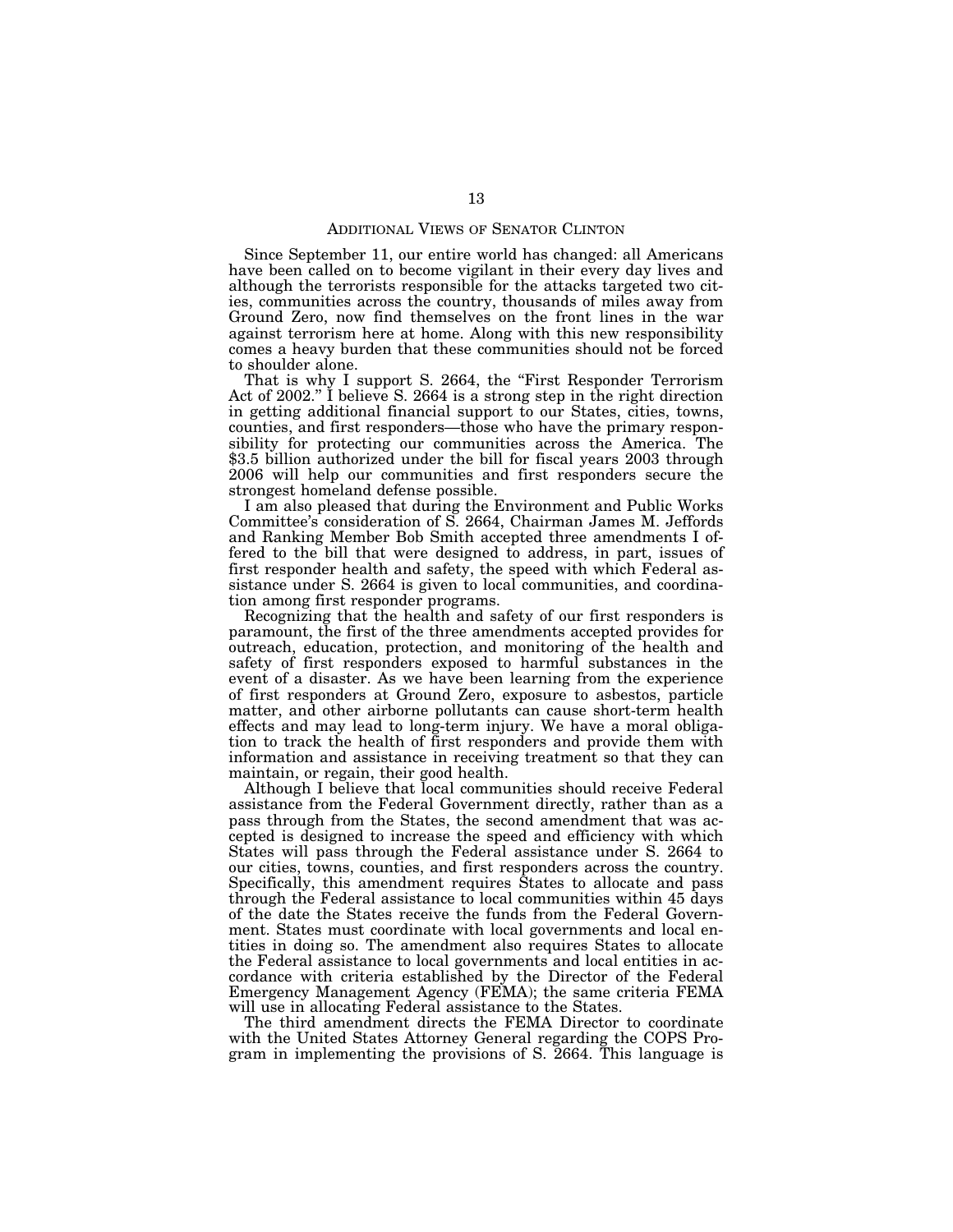## ADDITIONAL VIEWS OF SENATOR CLINTON

Since September 11, our entire world has changed: all Americans have been called on to become vigilant in their every day lives and although the terrorists responsible for the attacks targeted two cities, communities across the country, thousands of miles away from Ground Zero, now find themselves on the front lines in the war against terrorism here at home. Along with this new responsibility comes a heavy burden that these communities should not be forced to shoulder alone.

That is why I support S. 2664, the "First Responder Terrorism Act of 2002." I believe S. 2664 is a strong step in the right direction in getting additional financial support to our States, cities, towns, counties, and first responders—those who have the primary responsibility for protecting our communities across the America. The $3.5 billion authorized under the bill for fiscal years 2003 through 2006 will help our communities and first responders secure the strongest homeland defense possible.

I am also pleased that during the Environment and Public Works Committee's consideration of S. 2664, Chairman James M. Jeffords and Ranking Member Bob Smith accepted three amendments I offered to the bill that were designed to address, in part, issues of first responder health and safety, the speed with which Federal assistance under S. 2664 is given to local communities, and coordination among first responder programs.

Recognizing that the health and safety of our first responders is paramount, the first of the three amendments accepted provides for outreach, education, protection, and monitoring of the health and safety of first responders exposed to harmful substances in the event of a disaster. As we have been learning from the experience of first responders at Ground Zero, exposure to asbestos, particle matter, and other airborne pollutants can cause short-term health effects and may lead to long-term injury. We have a moral obligation to track the health of first responders and provide them with information and assistance in receiving treatment so that they can maintain, or regain, their good health.

Although I believe that local communities should receive Federal assistance from the Federal Government directly, rather than as a pass through from the States, the second amendment that was accepted is designed to increase the speed and efficiency with which States will pass through the Federal assistance under S. 2664 to our cities, towns, counties, and first responders across the country. Specifically, this amendment requires States to allocate and pass through the Federal assistance to local communities within 45 days of the date the States receive the funds from the Federal Government. States must coordinate with local governments and local entities in doing so. The amendment also requires States to allocate the Federal assistance to local governments and local entities in accordance with criteria established by the Director of the Federal Emergency Management Agency (FEMA); the same criteria FEMA will use in allocating Federal assistance to the States.

The third amendment directs the FEMA Director to coordinate with the United States Attorney General regarding the COPS Program in implementing the provisions of S. 2664. This language is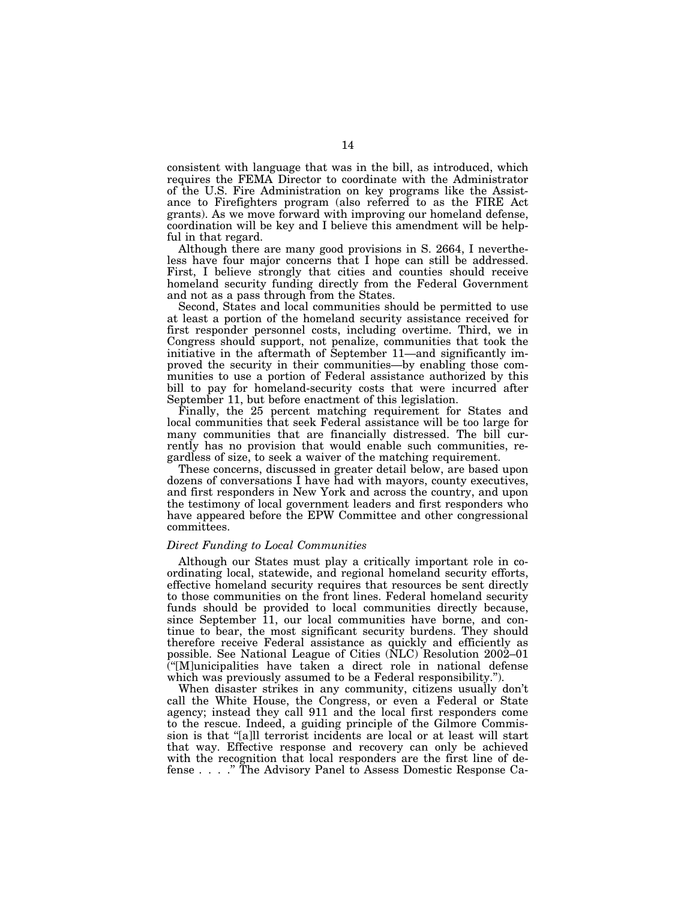consistent with language that was in the bill, as introduced, which requires the FEMA Director to coordinate with the Administrator of the U.S. Fire Administration on key programs like the Assistance to Firefighters program (also referred to as the FIRE Act grants). As we move forward with improving our homeland defense, coordination will be key and I believe this amendment will be helpful in that regard.

Although there are many good provisions in S. 2664, I nevertheless have four major concerns that I hope can still be addressed. First, I believe strongly that cities and counties should receive homeland security funding directly from the Federal Government and not as a pass through from the States.

Second, States and local communities should be permitted to use at least a portion of the homeland security assistance received for first responder personnel costs, including overtime. Third, we in Congress should support, not penalize, communities that took the initiative in the aftermath of September 11—and significantly improved the security in their communities—by enabling those communities to use a portion of Federal assistance authorized by this bill to pay for homeland-security costs that were incurred after September 11, but before enactment of this legislation.

Finally, the 25 percent matching requirement for States and local communities that seek Federal assistance will be too large for many communities that are financially distressed. The bill currently has no provision that would enable such communities, regardless of size, to seek a waiver of the matching requirement.

These concerns, discussed in greater detail below, are based upon dozens of conversations I have had with mayors, county executives, and first responders in New York and across the country, and upon the testimony of local government leaders and first responders who have appeared before the EPW Committee and other congressional committees.

*Direct Funding to Local Communities*

Although our States must play a critically important role in coordinating local, statewide, and regional homeland security efforts, effective homeland security requires that resources be sent directly to those communities on the front lines. Federal homeland security funds should be provided to local communities directly because, since September 11, our local communities have borne, and continue to bear, the most significant security burdens. They should therefore receive Federal assistance as quickly and efficiently as possible. See National League of Cities (NLC) Resolution 2002–01 ("[M]unicipalities have taken a direct role in national defense which was previously assumed to be a Federal responsibility.").

When disaster strikes in any community, citizens usually don't call the White House, the Congress, or even a Federal or State agency; instead they call 911 and the local first responders come to the rescue. Indeed, a guiding principle of the Gilmore Commission is that "[a]ll terrorist incidents are local or at least will start that way. Effective response and recovery can only be achieved with the recognition that local responders are the first line of defense . . . ." The Advisory Panel to Assess Domestic Response Ca-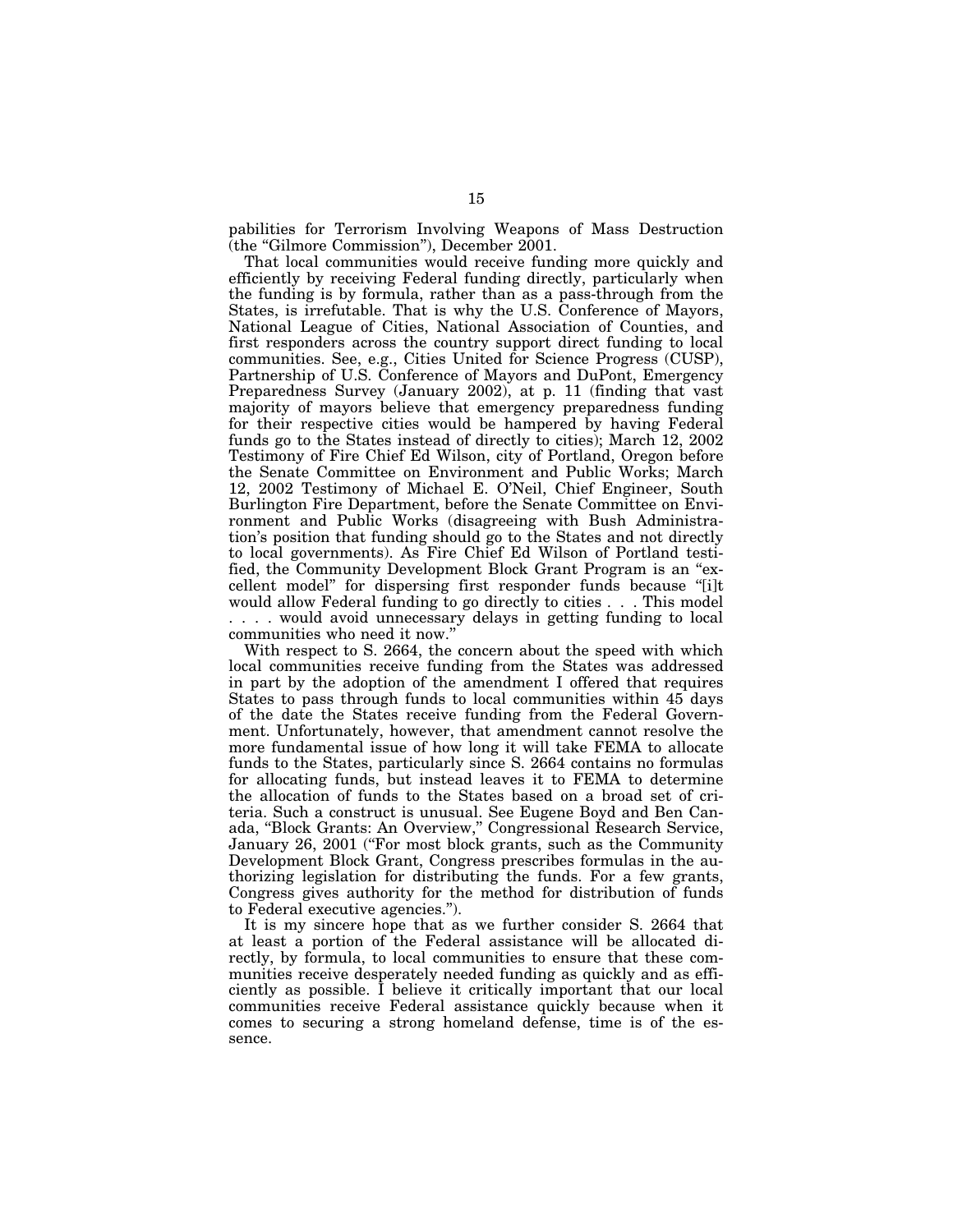pabilities for Terrorism Involving Weapons of Mass Destruction (the "Gilmore Commission"), December 2001.

That local communities would receive funding more quickly and efficiently by receiving Federal funding directly, particularly when the funding is by formula, rather than as a pass-through from the States, is irrefutable. That is why the U.S. Conference of Mayors, National League of Cities, National Association of Counties, and first responders across the country support direct funding to local communities. See, e.g., Cities United for Science Progress (CUSP), Partnership of U.S. Conference of Mayors and DuPont, Emergency Preparedness Survey (January 2002), at p. 11 (finding that vast majority of mayors believe that emergency preparedness funding for their respective cities would be hampered by having Federal funds go to the States instead of directly to cities); March 12, 2002 Testimony of Fire Chief Ed Wilson, city of Portland, Oregon before the Senate Committee on Environment and Public Works; March 12, 2002 Testimony of Michael E. O'Neil, Chief Engineer, South Burlington Fire Department, before the Senate Committee on Environment and Public Works (disagreeing with Bush Administration's position that funding should go to the States and not directly to local governments). As Fire Chief Ed Wilson of Portland testified, the Community Development Block Grant Program is an "excellent model" for dispersing first responder funds because "[i]t would allow Federal funding to go directly to cities . . . This model . . . . would avoid unnecessary delays in getting funding to local communities who need it now."

With respect to S. 2664, the concern about the speed with which local communities receive funding from the States was addressed in part by the adoption of the amendment I offered that requires States to pass through funds to local communities within 45 days of the date the States receive funding from the Federal Government. Unfortunately, however, that amendment cannot resolve the more fundamental issue of how long it will take FEMA to allocate funds to the States, particularly since S. 2664 contains no formulas for allocating funds, but instead leaves it to FEMA to determine the allocation of funds to the States based on a broad set of criteria. Such a construct is unusual. See Eugene Boyd and Ben Canada, "Block Grants: An Overview," Congressional Research Service, January 26, 2001 ("For most block grants, such as the Community Development Block Grant, Congress prescribes formulas in the authorizing legislation for distributing the funds. For a few grants, Congress gives authority for the method for distribution of funds to Federal executive agencies.").

It is my sincere hope that as we further consider S. 2664 that at least a portion of the Federal assistance will be allocated directly, by formula, to local communities to ensure that these communities receive desperately needed funding as quickly and as efficiently as possible. I believe it critically important that our local communities receive Federal assistance quickly because when it comes to securing a strong homeland defense, time is of the essence.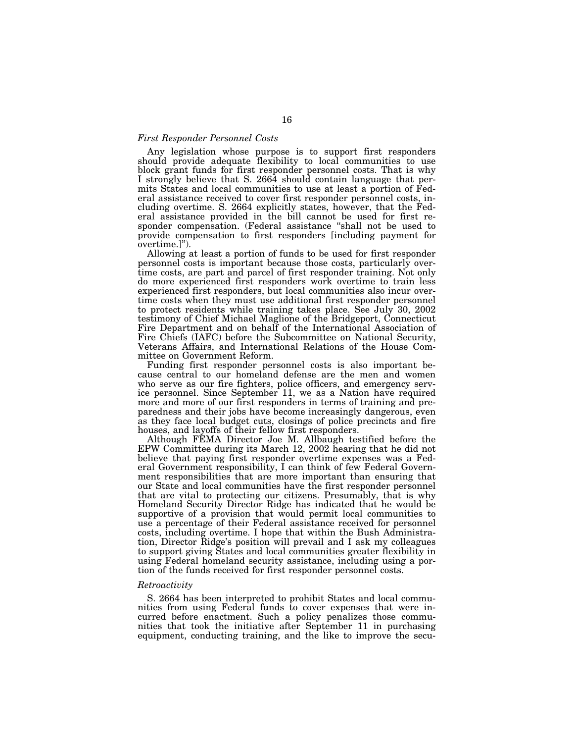### *First Responder Personnel Costs*

Any legislation whose purpose is to support first responders should provide adequate flexibility to local communities to use block grant funds for first responder personnel costs. That is why I strongly believe that S. 2664 should contain language that permits States and local communities to use at least a portion of Federal assistance received to cover first responder personnel costs, including overtime. S. 2664 explicitly states, however, that the Federal assistance provided in the bill cannot be used for first responder compensation. (Federal assistance "shall not be used to provide compensation to first responders [including payment for overtime.]").

Allowing at least a portion of funds to be used for first responder personnel costs is important because those costs, particularly overtime costs, are part and parcel of first responder training. Not only do more experienced first responders work overtime to train less experienced first responders, but local communities also incur overtime costs when they must use additional first responder personnel to protect residents while training takes place. See July 30, 2002 testimony of Chief Michael Maglione of the Bridgeport, Connecticut Fire Department and on behalf of the International Association of Fire Chiefs (IAFC) before the Subcommittee on National Security, Veterans Affairs, and International Relations of the House Committee on Government Reform.

Funding first responder personnel costs is also important because central to our homeland defense are the men and women who serve as our fire fighters, police officers, and emergency service personnel. Since September 11, we as a Nation have required more and more of our first responders in terms of training and preparedness and their jobs have become increasingly dangerous, even as they face local budget cuts, closings of police precincts and fire houses, and layoffs of their fellow first responders.

Although FEMA Director Joe M. Allbaugh testified before the EPW Committee during its March 12, 2002 hearing that he did not believe that paying first responder overtime expenses was a Federal Government responsibility, I can think of few Federal Government responsibilities that are more important than ensuring that our State and local communities have the first responder personnel that are vital to protecting our citizens. Presumably, that is why Homeland Security Director Ridge has indicated that he would be supportive of a provision that would permit local communities to use a percentage of their Federal assistance received for personnel costs, including overtime. I hope that within the Bush Administration, Director Ridge's position will prevail and I ask my colleagues to support giving States and local communities greater flexibility in using Federal homeland security assistance, including using a portion of the funds received for first responder personnel costs.

### *Retroactivity*

S. 2664 has been interpreted to prohibit States and local communities from using Federal funds to cover expenses that were incurred before enactment. Such a policy penalizes those communities that took the initiative after September 11 in purchasing equipment, conducting training, and the like to improve the secu-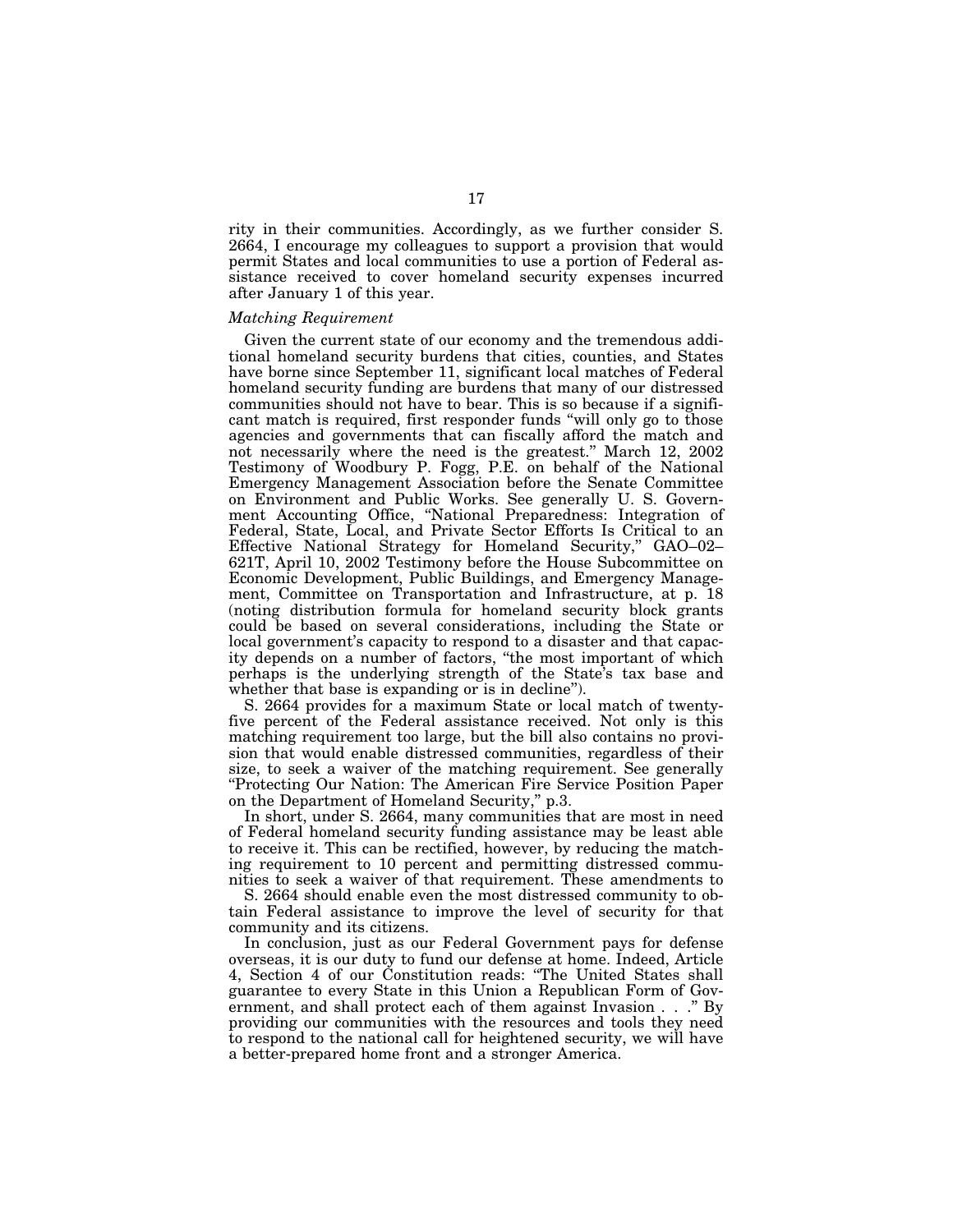rity in their communities. Accordingly, as we further consider S. 2664, I encourage my colleagues to support a provision that would permit States and local communities to use a portion of Federal assistance received to cover homeland security expenses incurred after January 1 of this year.

*Matching Requirement*

Given the current state of our economy and the tremendous additional homeland security burdens that cities, counties, and States have borne since September 11, significant local matches of Federal homeland security funding are burdens that many of our distressed communities should not have to bear. This is so because if a significant match is required, first responder funds "will only go to those agencies and governments that can fiscally afford the match and not necessarily where the need is the greatest." March 12, 2002 Testimony of Woodbury P. Fogg, P.E. on behalf of the National Emergency Management Association before the Senate Committee on Environment and Public Works. See generally U. S. Government Accounting Office, "National Preparedness: Integration of Federal, State, Local, and Private Sector Efforts Is Critical to an Effective National Strategy for Homeland Security," GAO–02–621T, April 10, 2002 Testimony before the House Subcommittee on Economic Development, Public Buildings, and Emergency Management, Committee on Transportation and Infrastructure, at p. 18 (noting distribution formula for homeland security block grants could be based on several considerations, including the State or local government's capacity to respond to a disaster and that capacity depends on a number of factors, "the most important of which perhaps is the underlying strength of the State's tax base and whether that base is expanding or is in decline").

S. 2664 provides for a maximum State or local match of twenty-five percent of the Federal assistance received. Not only is this matching requirement too large, but the bill also contains no provision that would enable distressed communities, regardless of their size, to seek a waiver of the matching requirement. See generally "Protecting Our Nation: The American Fire Service Position Paper on the Department of Homeland Security," p.3.

In short, under S. 2664, many communities that are most in need of Federal homeland security funding assistance may be least able to receive it. This can be rectified, however, by reducing the matching requirement to 10 percent and permitting distressed communities to seek a waiver of that requirement. These amendments to S. 2664 should enable even the most distressed community to obtain Federal assistance to improve the level of security for that community and its citizens.

In conclusion, just as our Federal Government pays for defense overseas, it is our duty to fund our defense at home. Indeed, Article 4, Section 4 of our Constitution reads: "The United States shall guarantee to every State in this Union a Republican Form of Government, and shall protect each of them against Invasion . . ." By providing our communities with the resources and tools they need to respond to the national call for heightened security, we will have a better-prepared home front and a stronger America.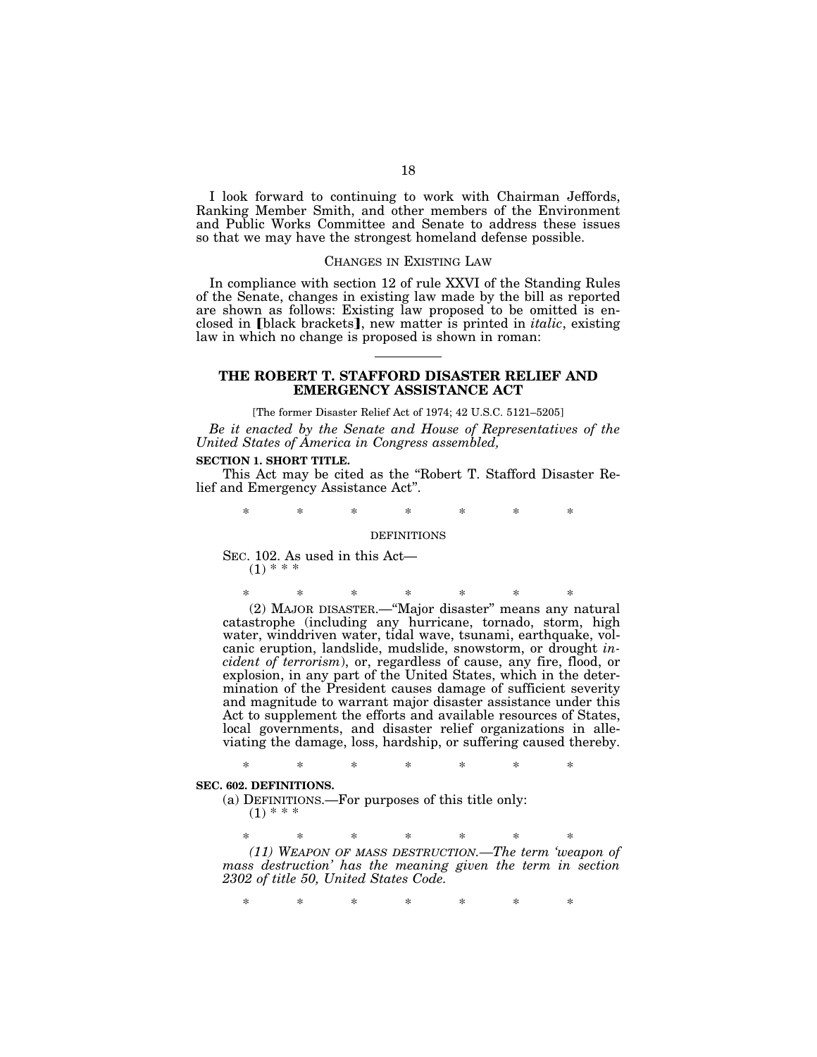I look forward to continuing to work with Chairman Jeffords, Ranking Member Smith, and other members of the Environment and Public Works Committee and Senate to address these issues so that we may have the strongest homeland defense possible.

## CHANGES IN EXISTING LAW

In compliance with section 12 of rule XXVI of the Standing Rules of the Senate, changes in existing law made by the bill as reported are shown as follows: Existing law proposed to be omitted is enclosed in ⟦black brackets⟧, new matter is printed in *italic*, existing law in which no change is proposed is shown in roman:

---

## THE ROBERT T. STAFFORD DISASTER RELIEF AND EMERGENCY ASSISTANCE ACT

[The former Disaster Relief Act of 1974; 42 U.S.C. 5121–5205]

*Be it enacted by the Senate and House of Representatives of the United States of America in Congress assembled,*

**SECTION 1. SHORT TITLE.**

This Act may be cited as the "Robert T. Stafford Disaster Relief and Emergency Assistance Act".

\* \* \* \* \* \* \*

DEFINITIONS

SEC. 102. As used in this Act—

(1) \* \* \*

\* \* \* \* \* \* \*

(2) MAJOR DISASTER.—"Major disaster" means any natural catastrophe (including any hurricane, tornado, storm, high water, winddriven water, tidal wave, tsunami, earthquake, volcanic eruption, landslide, mudslide, snowstorm, or drought *incident of terrorism*), or, regardless of cause, any fire, flood, or explosion, in any part of the United States, which in the determination of the President causes damage of sufficient severity and magnitude to warrant major disaster assistance under this Act to supplement the efforts and available resources of States, local governments, and disaster relief organizations in alleviating the damage, loss, hardship, or suffering caused thereby.

\* \* \* \* \* \* \*

**SEC. 602. DEFINITIONS.**

(a) DEFINITIONS.—For purposes of this title only:

(1) \* \* \*

\* \* \* \* \* \* \*

*(11) WEAPON OF MASS DESTRUCTION.—The term 'weapon of mass destruction' has the meaning given the term in section 2302 of title 50, United States Code.*

\* \* \* \* \* \* \*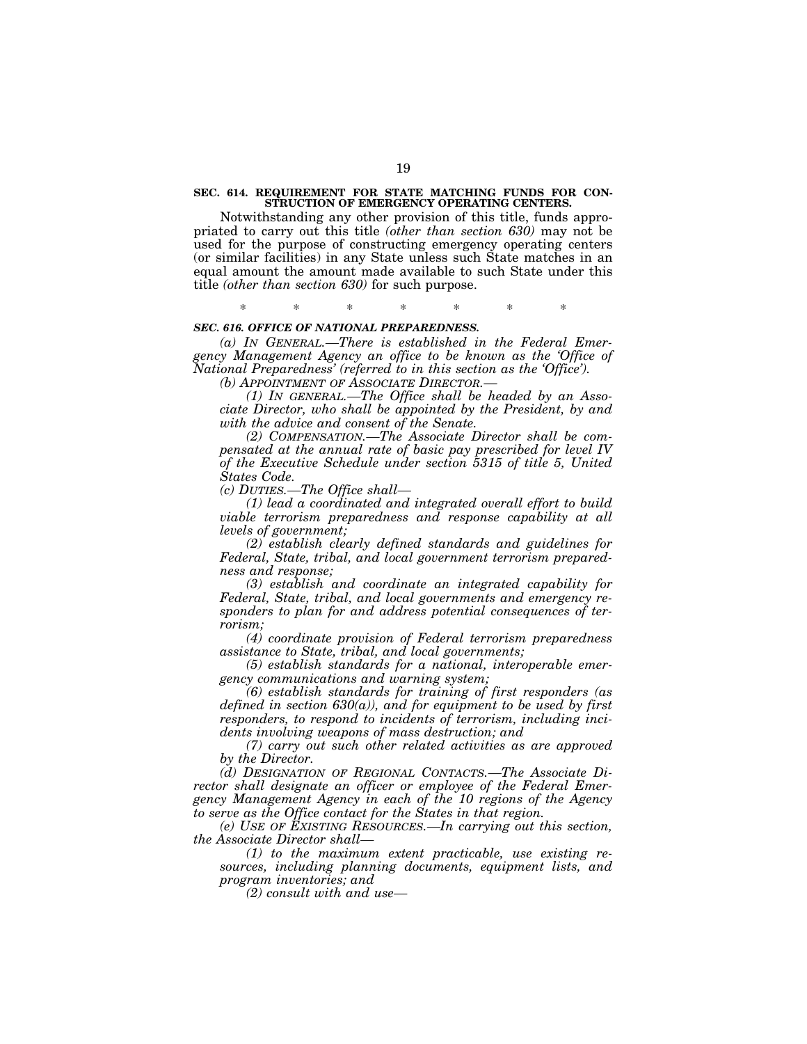**SEC. 614. REQUIREMENT FOR STATE MATCHING FUNDS FOR CONSTRUCTION OF EMERGENCY OPERATING CENTERS.**

Notwithstanding any other provision of this title, funds appropriated to carry out this title *(other than section 630)* may not be used for the purpose of constructing emergency operating centers (or similar facilities) in any State unless such State matches in an equal amount the amount made available to such State under this title *(other than section 630)* for such purpose.

\* \* \* \* \* \* \*

***SEC. 616. OFFICE OF NATIONAL PREPAREDNESS.***

*(a) IN GENERAL.—There is established in the Federal Emergency Management Agency an office to be known as the 'Office of National Preparedness' (referred to in this section as the 'Office').*

*(b) APPOINTMENT OF ASSOCIATE DIRECTOR.—*

*(1) IN GENERAL.—The Office shall be headed by an Associate Director, who shall be appointed by the President, by and with the advice and consent of the Senate.*

*(2) COMPENSATION.—The Associate Director shall be compensated at the annual rate of basic pay prescribed for level IV of the Executive Schedule under section 5315 of title 5, United States Code.*

*(c) DUTIES.—The Office shall—*

*(1) lead a coordinated and integrated overall effort to build viable terrorism preparedness and response capability at all levels of government;*

*(2) establish clearly defined standards and guidelines for Federal, State, tribal, and local government terrorism preparedness and response;*

*(3) establish and coordinate an integrated capability for Federal, State, tribal, and local governments and emergency responders to plan for and address potential consequences of terrorism;*

*(4) coordinate provision of Federal terrorism preparedness assistance to State, tribal, and local governments;*

*(5) establish standards for a national, interoperable emergency communications and warning system;*

*(6) establish standards for training of first responders (as defined in section 630(a)), and for equipment to be used by first responders, to respond to incidents of terrorism, including incidents involving weapons of mass destruction; and*

*(7) carry out such other related activities as are approved by the Director.*

*(d) DESIGNATION OF REGIONAL CONTACTS.—The Associate Director shall designate an officer or employee of the Federal Emergency Management Agency in each of the 10 regions of the Agency to serve as the Office contact for the States in that region.*

*(e) USE OF EXISTING RESOURCES.—In carrying out this section, the Associate Director shall—*

*(1) to the maximum extent practicable, use existing resources, including planning documents, equipment lists, and program inventories; and*

*(2) consult with and use—*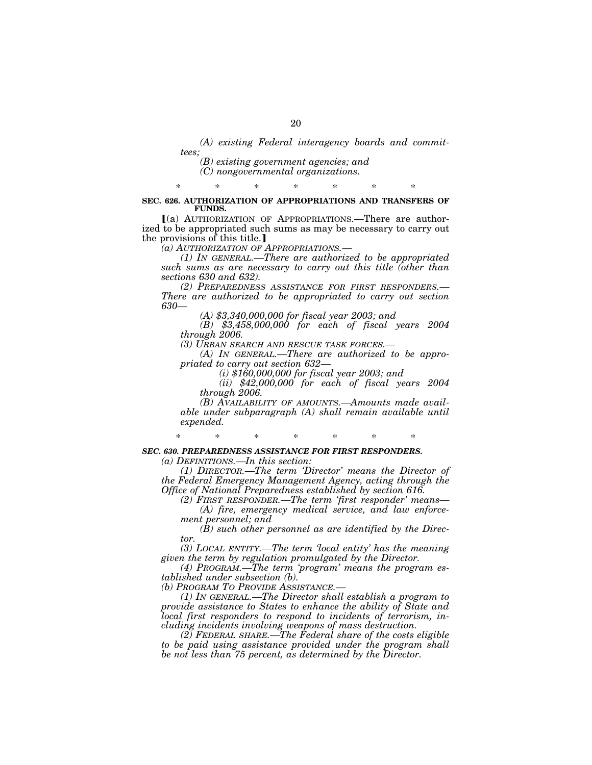*(A) existing Federal interagency boards and committees;*

*(B) existing government agencies; and*

*(C) nongovernmental organizations.*

\* \* \* \* \* \* \*

**SEC. 626. AUTHORIZATION OF APPROPRIATIONS AND TRANSFERS OF FUNDS.**

[(a) AUTHORIZATION OF APPROPRIATIONS.—There are authorized to be appropriated such sums as may be necessary to carry out the provisions of this title.]

*(a) AUTHORIZATION OF APPROPRIATIONS.—*

*(1) IN GENERAL.—There are authorized to be appropriated such sums as are necessary to carry out this title (other than sections 630 and 632).*

*(2) PREPAREDNESS ASSISTANCE FOR FIRST RESPONDERS.—There are authorized to be appropriated to carry out section 630—*

*(A) $3,340,000,000 for fiscal year 2003; and*

*(B) $3,458,000,000 for each of fiscal years 2004 through 2006.*

*(3) URBAN SEARCH AND RESCUE TASK FORCES.—*

*(A) IN GENERAL.—There are authorized to be appropriated to carry out section 632—*

*(i) $160,000,000 for fiscal year 2003; and*

*(ii) $42,000,000 for each of fiscal years 2004 through 2006.*

*(B) AVAILABILITY OF AMOUNTS.—Amounts made available under subparagraph (A) shall remain available until expended.*

\* \* \* \* \* \* \*

***SEC. 630. PREPAREDNESS ASSISTANCE FOR FIRST RESPONDERS.***

*(a) DEFINITIONS.—In this section:*

*(1) DIRECTOR.—The term 'Director' means the Director of the Federal Emergency Management Agency, acting through the Office of National Preparedness established by section 616.*

*(2) FIRST RESPONDER.—The term 'first responder' means—*

*(A) fire, emergency medical service, and law enforcement personnel; and*

*(B) such other personnel as are identified by the Director.*

*(3) LOCAL ENTITY.—The term 'local entity' has the meaning given the term by regulation promulgated by the Director.*

*(4) PROGRAM.—The term 'program' means the program established under subsection (b).*

*(b) PROGRAM TO PROVIDE ASSISTANCE.—*

*(1) IN GENERAL.—The Director shall establish a program to provide assistance to States to enhance the ability of State and local first responders to respond to incidents of terrorism, including incidents involving weapons of mass destruction.*

*(2) FEDERAL SHARE.—The Federal share of the costs eligible to be paid using assistance provided under the program shall be not less than 75 percent, as determined by the Director.*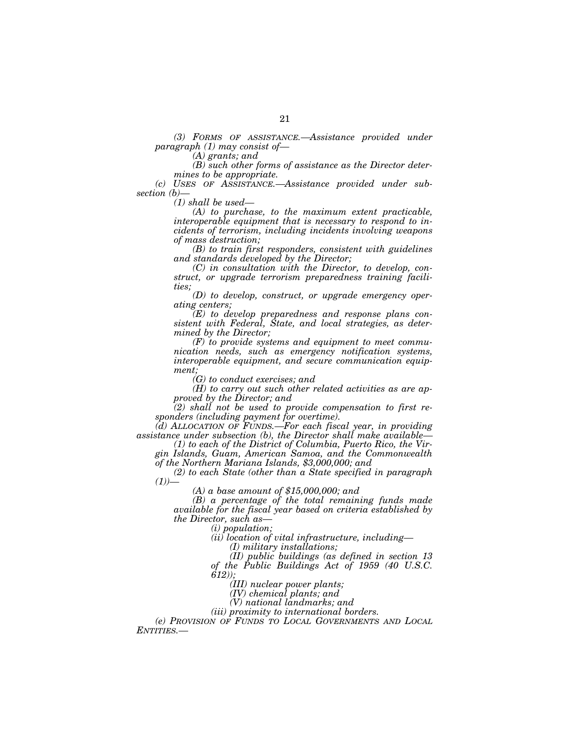*(3) FORMS OF ASSISTANCE.—Assistance provided under paragraph (1) may consist of—*

*(A) grants; and*

*(B) such other forms of assistance as the Director determines to be appropriate.*

*(c) USES OF ASSISTANCE.—Assistance provided under subsection (b)—*

*(1) shall be used—*

*(A) to purchase, to the maximum extent practicable, interoperable equipment that is necessary to respond to incidents of terrorism, including incidents involving weapons of mass destruction;*

*(B) to train first responders, consistent with guidelines and standards developed by the Director;*

*(C) in consultation with the Director, to develop, construct, or upgrade terrorism preparedness training facilities;*

*(D) to develop, construct, or upgrade emergency operating centers;*

*(E) to develop preparedness and response plans consistent with Federal, State, and local strategies, as determined by the Director;*

*(F) to provide systems and equipment to meet communication needs, such as emergency notification systems, interoperable equipment, and secure communication equipment;*

*(G) to conduct exercises; and*

*(H) to carry out such other related activities as are approved by the Director; and*

*(2) shall not be used to provide compensation to first responders (including payment for overtime).*

*(d) ALLOCATION OF FUNDS.—For each fiscal year, in providing assistance under subsection (b), the Director shall make available—*

*(1) to each of the District of Columbia, Puerto Rico, the Virgin Islands, Guam, American Samoa, and the Commonwealth of the Northern Mariana Islands, $3,000,000; and*

*(2) to each State (other than a State specified in paragraph (1))—*

*(A) a base amount of $15,000,000; and*

*(B) a percentage of the total remaining funds made available for the fiscal year based on criteria established by the Director, such as—*

*(i) population;*

*(ii) location of vital infrastructure, including—*

*(I) military installations;*

*(II) public buildings (as defined in section 13 of the Public Buildings Act of 1959 (40 U.S.C. 612));*

*(III) nuclear power plants;*

*(IV) chemical plants; and*

*(V) national landmarks; and*

*(iii) proximity to international borders.*

*(e) PROVISION OF FUNDS TO LOCAL GOVERNMENTS AND LOCAL ENTITIES.—*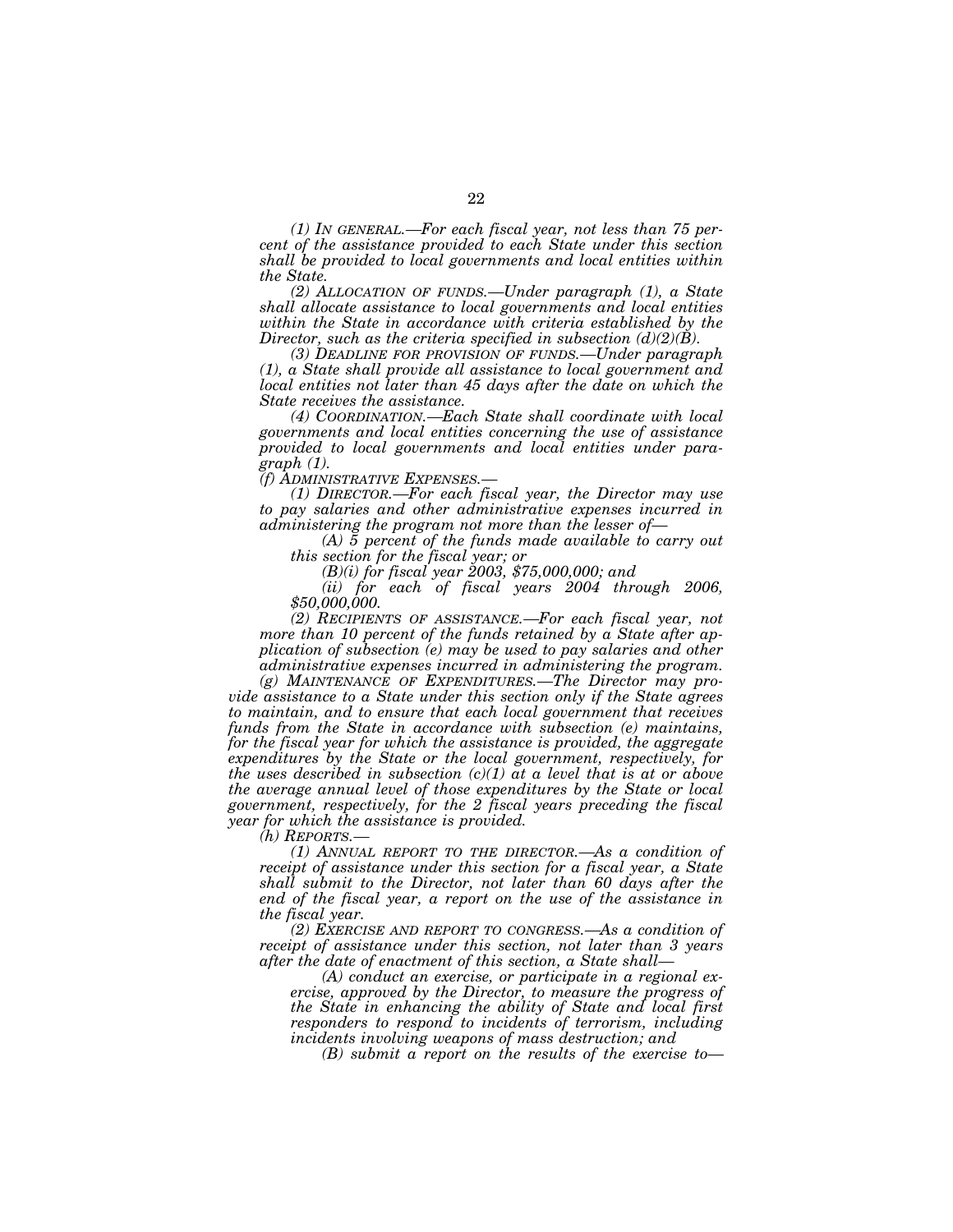*(1) IN GENERAL.—For each fiscal year, not less than 75 percent of the assistance provided to each State under this section shall be provided to local governments and local entities within the State.*

*(2) ALLOCATION OF FUNDS.—Under paragraph (1), a State shall allocate assistance to local governments and local entities within the State in accordance with criteria established by the Director, such as the criteria specified in subsection (d)(2)(B).*

*(3) DEADLINE FOR PROVISION OF FUNDS.—Under paragraph (1), a State shall provide all assistance to local government and local entities not later than 45 days after the date on which the State receives the assistance.*

*(4) COORDINATION.—Each State shall coordinate with local governments and local entities concerning the use of assistance provided to local governments and local entities under paragraph (1).*

*(f) ADMINISTRATIVE EXPENSES.—*

*(1) DIRECTOR.—For each fiscal year, the Director may use to pay salaries and other administrative expenses incurred in administering the program not more than the lesser of—*

*(A) 5 percent of the funds made available to carry out this section for the fiscal year; or*

*(B)(i) for fiscal year 2003, $75,000,000; and*

*(ii) for each of fiscal years 2004 through 2006, $50,000,000.*

*(2) RECIPIENTS OF ASSISTANCE.—For each fiscal year, not more than 10 percent of the funds retained by a State after application of subsection (e) may be used to pay salaries and other administrative expenses incurred in administering the program.*

*(g) MAINTENANCE OF EXPENDITURES.—The Director may provide assistance to a State under this section only if the State agrees to maintain, and to ensure that each local government that receives funds from the State in accordance with subsection (e) maintains, for the fiscal year for which the assistance is provided, the aggregate expenditures by the State or the local government, respectively, for the uses described in subsection (c)(1) at a level that is at or above the average annual level of those expenditures by the State or local government, respectively, for the 2 fiscal years preceding the fiscal year for which the assistance is provided.*

*(h) REPORTS.—*

*(1) ANNUAL REPORT TO THE DIRECTOR.—As a condition of receipt of assistance under this section for a fiscal year, a State shall submit to the Director, not later than 60 days after the end of the fiscal year, a report on the use of the assistance in the fiscal year.*

*(2) EXERCISE AND REPORT TO CONGRESS.—As a condition of receipt of assistance under this section, not later than 3 years after the date of enactment of this section, a State shall—*

*(A) conduct an exercise, or participate in a regional exercise, approved by the Director, to measure the progress of the State in enhancing the ability of State and local first responders to respond to incidents of terrorism, including incidents involving weapons of mass destruction; and*

*(B) submit a report on the results of the exercise to—*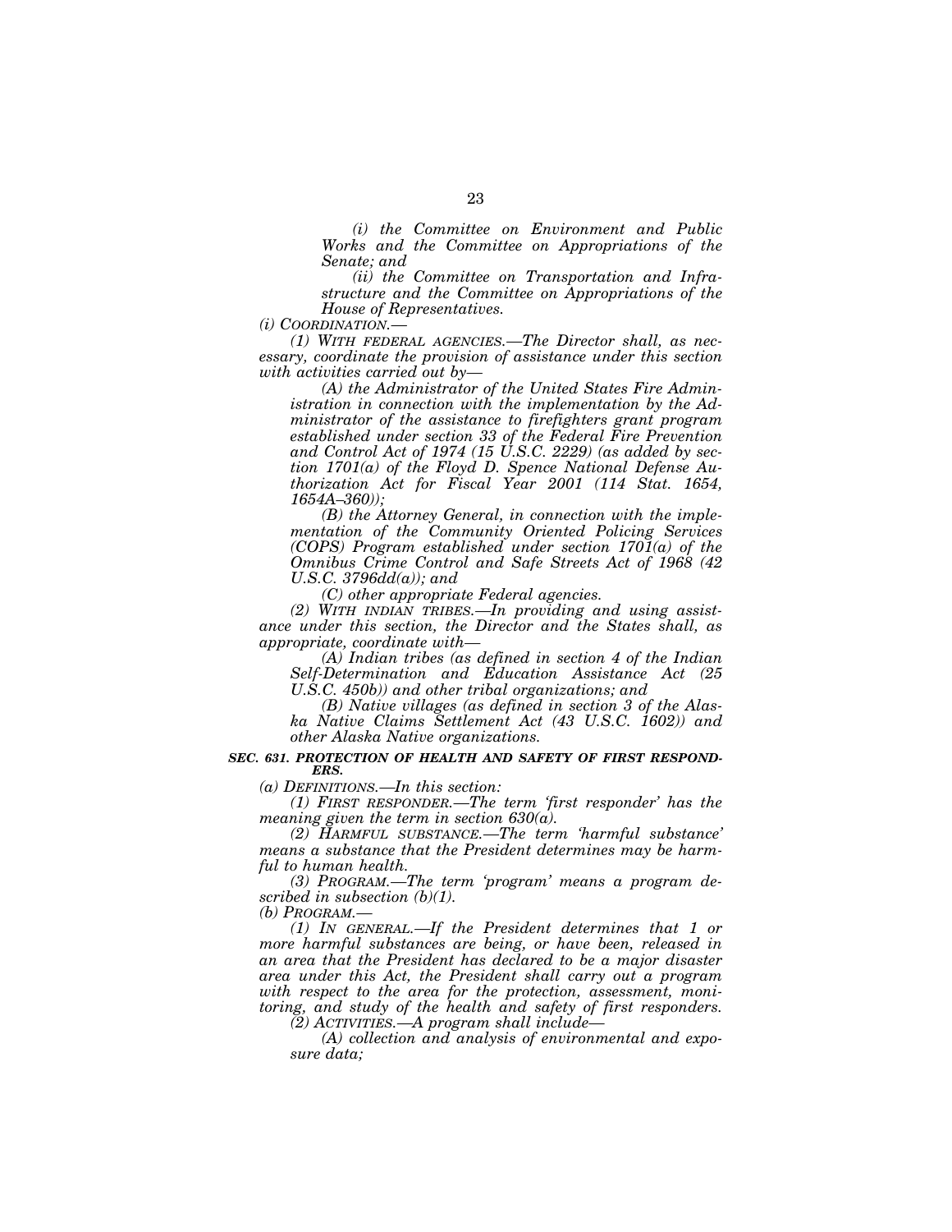*(i) the Committee on Environment and Public Works and the Committee on Appropriations of the Senate; and*

*(ii) the Committee on Transportation and Infrastructure and the Committee on Appropriations of the House of Representatives.*

*(i) COORDINATION.—*

*(1) WITH FEDERAL AGENCIES.—The Director shall, as necessary, coordinate the provision of assistance under this section with activities carried out by—*

*(A) the Administrator of the United States Fire Administration in connection with the implementation by the Administrator of the assistance to firefighters grant program established under section 33 of the Federal Fire Prevention and Control Act of 1974 (15 U.S.C. 2229) (as added by section 1701(a) of the Floyd D. Spence National Defense Authorization Act for Fiscal Year 2001 (114 Stat. 1654, 1654A–360));*

*(B) the Attorney General, in connection with the implementation of the Community Oriented Policing Services (COPS) Program established under section 1701(a) of the Omnibus Crime Control and Safe Streets Act of 1968 (42 U.S.C. 3796dd(a)); and*

*(C) other appropriate Federal agencies.*

*(2) WITH INDIAN TRIBES.—In providing and using assistance under this section, the Director and the States shall, as appropriate, coordinate with—*

*(A) Indian tribes (as defined in section 4 of the Indian Self-Determination and Education Assistance Act (25 U.S.C. 450b)) and other tribal organizations; and*

*(B) Native villages (as defined in section 3 of the Alaska Native Claims Settlement Act (43 U.S.C. 1602)) and other Alaska Native organizations.*

***SEC. 631. PROTECTION OF HEALTH AND SAFETY OF FIRST RESPONDERS.***

*(a) DEFINITIONS.—In this section:*

*(1) FIRST RESPONDER.—The term 'first responder' has the meaning given the term in section 630(a).*

*(2) HARMFUL SUBSTANCE.—The term 'harmful substance' means a substance that the President determines may be harmful to human health.*

*(3) PROGRAM.—The term 'program' means a program described in subsection (b)(1).*

*(b) PROGRAM.—*

*(1) IN GENERAL.—If the President determines that 1 or more harmful substances are being, or have been, released in an area that the President has declared to be a major disaster area under this Act, the President shall carry out a program with respect to the area for the protection, assessment, monitoring, and study of the health and safety of first responders.*

*(2) ACTIVITIES.—A program shall include—*

*(A) collection and analysis of environmental and exposure data;*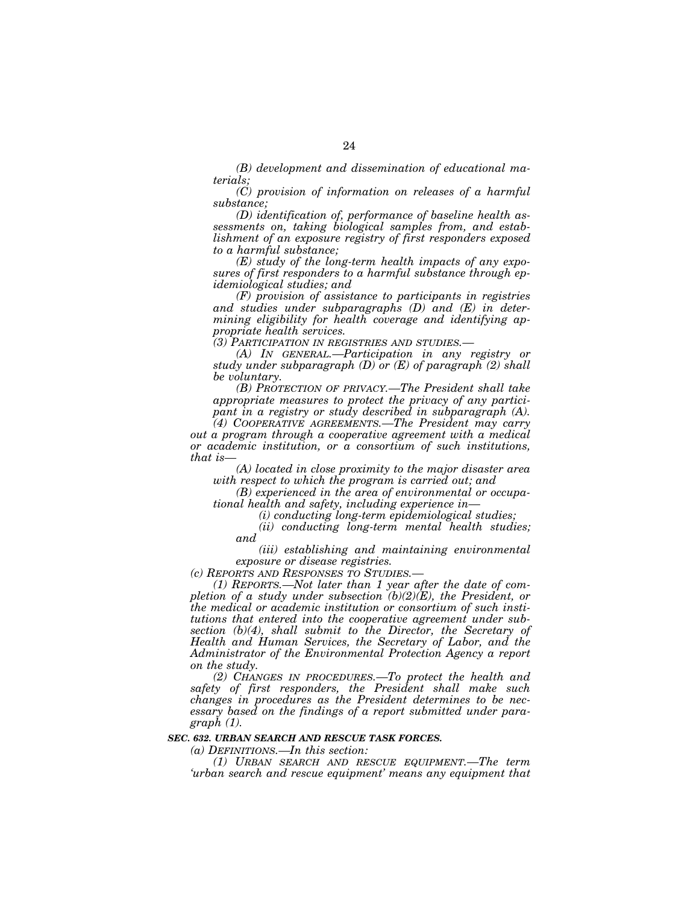*(B) development and dissemination of educational materials;*

*(C) provision of information on releases of a harmful substance;*

*(D) identification of, performance of baseline health assessments on, taking biological samples from, and establishment of an exposure registry of first responders exposed to a harmful substance;*

*(E) study of the long-term health impacts of any exposures of first responders to a harmful substance through epidemiological studies; and*

*(F) provision of assistance to participants in registries and studies under subparagraphs (D) and (E) in determining eligibility for health coverage and identifying appropriate health services.*

*(3) PARTICIPATION IN REGISTRIES AND STUDIES.—*

*(A) IN GENERAL.—Participation in any registry or study under subparagraph (D) or (E) of paragraph (2) shall be voluntary.*

*(B) PROTECTION OF PRIVACY.—The President shall take appropriate measures to protect the privacy of any participant in a registry or study described in subparagraph (A).*

*(4) COOPERATIVE AGREEMENTS.—The President may carry out a program through a cooperative agreement with a medical or academic institution, or a consortium of such institutions, that is—*

*(A) located in close proximity to the major disaster area with respect to which the program is carried out; and*

*(B) experienced in the area of environmental or occupational health and safety, including experience in—*

*(i) conducting long-term epidemiological studies;*

*(ii) conducting long-term mental health studies; and*

*(iii) establishing and maintaining environmental exposure or disease registries.*

*(c) REPORTS AND RESPONSES TO STUDIES.—*

*(1) REPORTS.—Not later than 1 year after the date of completion of a study under subsection (b)(2)(E), the President, or the medical or academic institution or consortium of such institutions that entered into the cooperative agreement under subsection (b)(4), shall submit to the Director, the Secretary of Health and Human Services, the Secretary of Labor, and the Administrator of the Environmental Protection Agency a report on the study.*

*(2) CHANGES IN PROCEDURES.—To protect the health and safety of first responders, the President shall make such changes in procedures as the President determines to be necessary based on the findings of a report submitted under paragraph (1).*

***SEC. 632. URBAN SEARCH AND RESCUE TASK FORCES.***

*(a) DEFINITIONS.—In this section:*

*(1) URBAN SEARCH AND RESCUE EQUIPMENT.—The term 'urban search and rescue equipment' means any equipment that*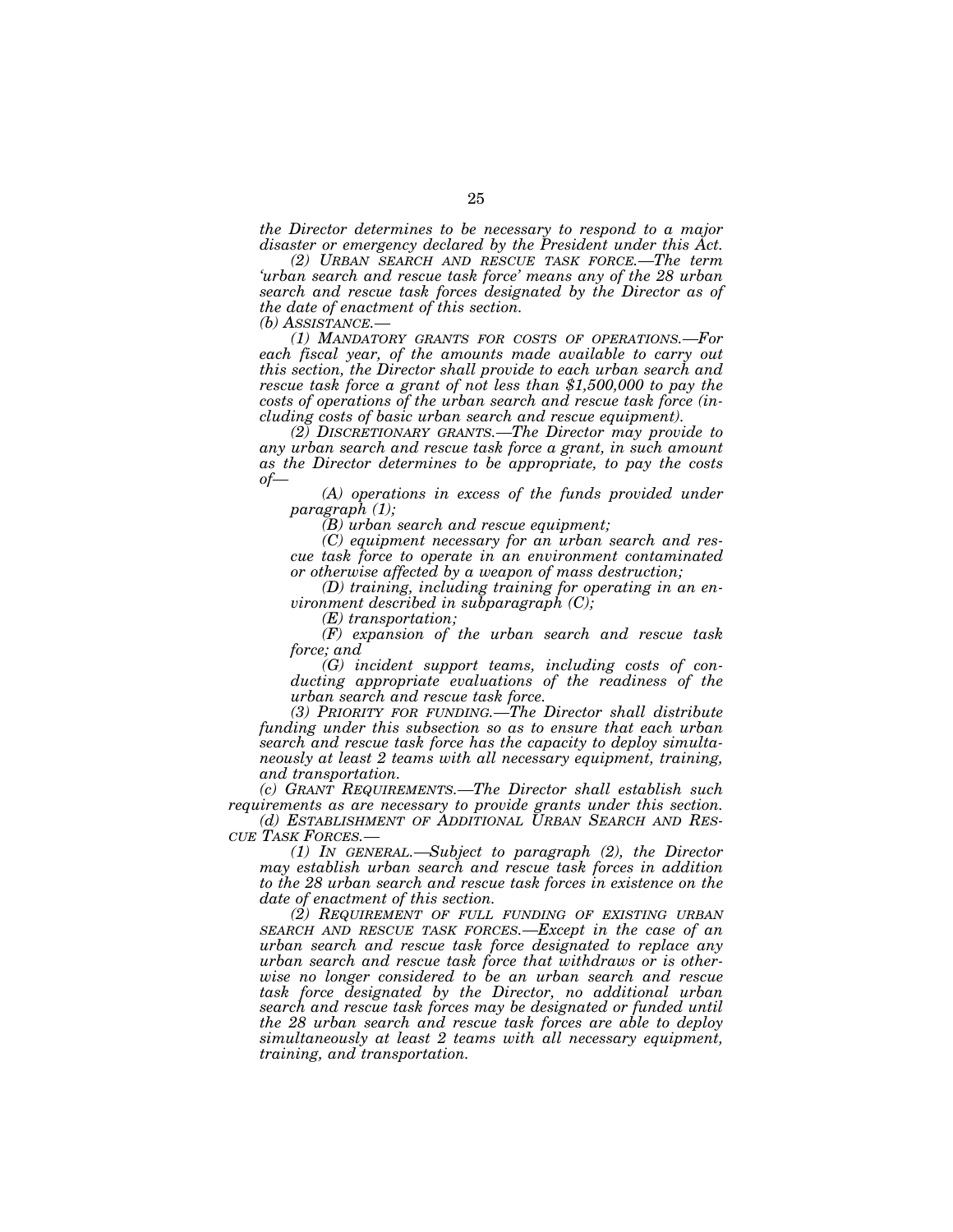*the Director determines to be necessary to respond to a major disaster or emergency declared by the President under this Act.*

*(2) URBAN SEARCH AND RESCUE TASK FORCE.—The term 'urban search and rescue task force' means any of the 28 urban search and rescue task forces designated by the Director as of the date of enactment of this section.*

*(b) ASSISTANCE.—*

*(1) MANDATORY GRANTS FOR COSTS OF OPERATIONS.—For each fiscal year, of the amounts made available to carry out this section, the Director shall provide to each urban search and rescue task force a grant of not less than $1,500,000 to pay the costs of operations of the urban search and rescue task force (including costs of basic urban search and rescue equipment).*

*(2) DISCRETIONARY GRANTS.—The Director may provide to any urban search and rescue task force a grant, in such amount as the Director determines to be appropriate, to pay the costs of—*

*(A) operations in excess of the funds provided under paragraph (1);*

*(B) urban search and rescue equipment;*

*(C) equipment necessary for an urban search and rescue task force to operate in an environment contaminated or otherwise affected by a weapon of mass destruction;*

*(D) training, including training for operating in an environment described in subparagraph (C);*

*(E) transportation;*

*(F) expansion of the urban search and rescue task force; and*

*(G) incident support teams, including costs of conducting appropriate evaluations of the readiness of the urban search and rescue task force.*

*(3) PRIORITY FOR FUNDING.—The Director shall distribute funding under this subsection so as to ensure that each urban search and rescue task force has the capacity to deploy simultaneously at least 2 teams with all necessary equipment, training, and transportation.*

*(c) GRANT REQUIREMENTS.—The Director shall establish such requirements as are necessary to provide grants under this section.*

*(d) ESTABLISHMENT OF ADDITIONAL URBAN SEARCH AND RESCUE TASK FORCES.—*

*(1) IN GENERAL.—Subject to paragraph (2), the Director may establish urban search and rescue task forces in addition to the 28 urban search and rescue task forces in existence on the date of enactment of this section.*

*(2) REQUIREMENT OF FULL FUNDING OF EXISTING URBAN SEARCH AND RESCUE TASK FORCES.—Except in the case of an urban search and rescue task force designated to replace any urban search and rescue task force that withdraws or is otherwise no longer considered to be an urban search and rescue task force designated by the Director, no additional urban search and rescue task forces may be designated or funded until the 28 urban search and rescue task forces are able to deploy simultaneously at least 2 teams with all necessary equipment, training, and transportation.*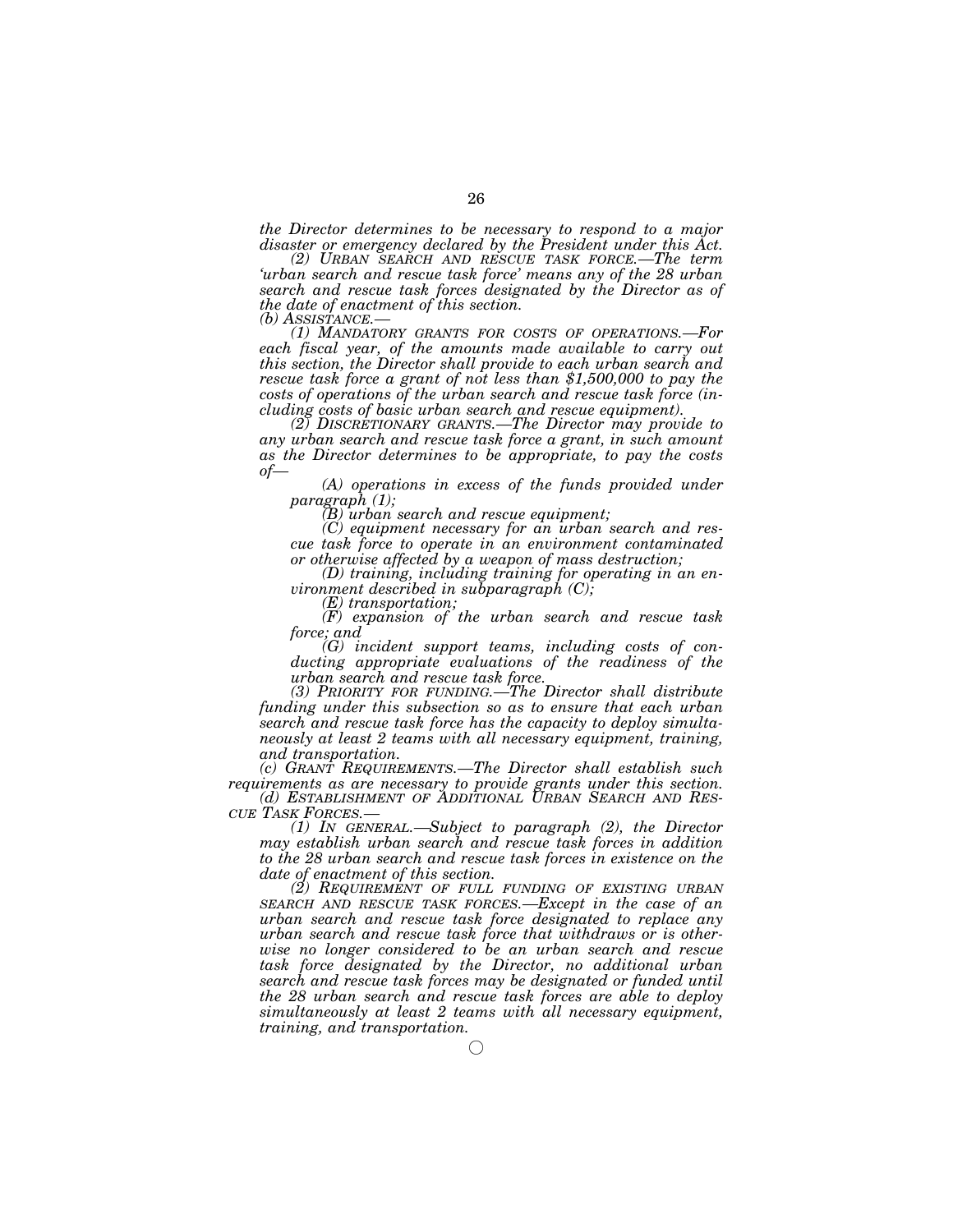*the Director determines to be necessary to respond to a major disaster or emergency declared by the President under this Act.*

*(2) URBAN SEARCH AND RESCUE TASK FORCE.—The term 'urban search and rescue task force' means any of the 28 urban search and rescue task forces designated by the Director as of the date of enactment of this section.*

*(b) ASSISTANCE.—*

*(1) MANDATORY GRANTS FOR COSTS OF OPERATIONS.—For each fiscal year, of the amounts made available to carry out this section, the Director shall provide to each urban search and rescue task force a grant of not less than $1,500,000 to pay the costs of operations of the urban search and rescue task force (including costs of basic urban search and rescue equipment).*

*(2) DISCRETIONARY GRANTS.—The Director may provide to any urban search and rescue task force a grant, in such amount as the Director determines to be appropriate, to pay the costs of—*

*(A) operations in excess of the funds provided under paragraph (1);*

*(B) urban search and rescue equipment;*

*(C) equipment necessary for an urban search and rescue task force to operate in an environment contaminated or otherwise affected by a weapon of mass destruction;*

*(D) training, including training for operating in an environment described in subparagraph (C);*

*(E) transportation;*

*(F) expansion of the urban search and rescue task force; and*

*(G) incident support teams, including costs of conducting appropriate evaluations of the readiness of the urban search and rescue task force.*

*(3) PRIORITY FOR FUNDING.—The Director shall distribute funding under this subsection so as to ensure that each urban search and rescue task force has the capacity to deploy simultaneously at least 2 teams with all necessary equipment, training, and transportation.*

*(c) GRANT REQUIREMENTS.—The Director shall establish such requirements as are necessary to provide grants under this section.*

*(d) ESTABLISHMENT OF ADDITIONAL URBAN SEARCH AND RESCUE TASK FORCES.—*

*(1) IN GENERAL.—Subject to paragraph (2), the Director may establish urban search and rescue task forces in addition to the 28 urban search and rescue task forces in existence on the date of enactment of this section.*

*(2) REQUIREMENT OF FULL FUNDING OF EXISTING URBAN SEARCH AND RESCUE TASK FORCES.—Except in the case of an urban search and rescue task force designated to replace any urban search and rescue task force that withdraws or is otherwise no longer considered to be an urban search and rescue task force designated by the Director, no additional urban search and rescue task forces may be designated or funded until the 28 urban search and rescue task forces are able to deploy simultaneously at least 2 teams with all necessary equipment, training, and transportation.*

○